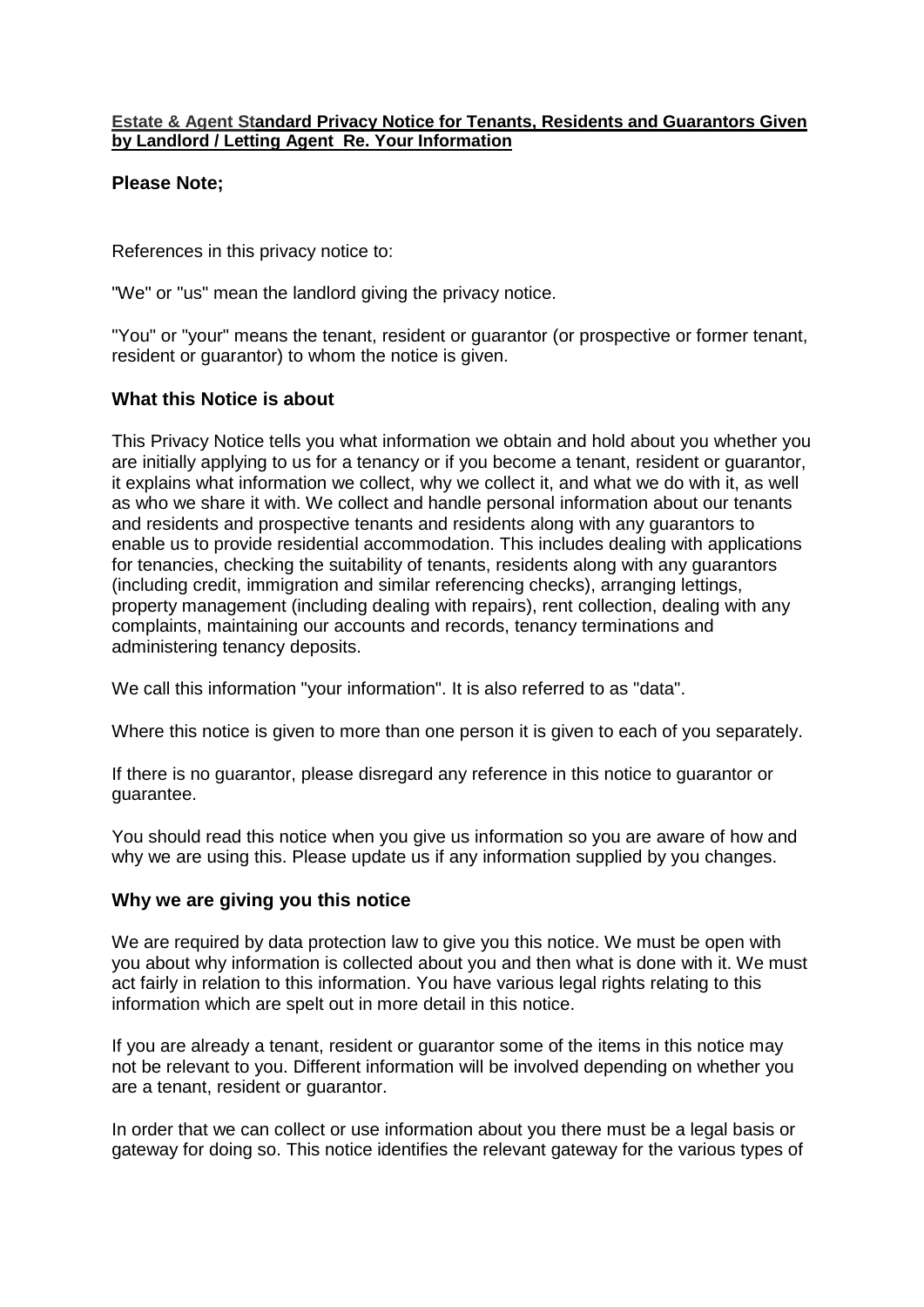**Estate & Agent Standard Privacy Notice for Tenants, Residents and Guarantors Given by Landlord / Letting Agent Re. Your Information**

### Please Note;

References in this privacy notice to:

"We" or "us" mean the landlord giving the privacy notice.

"You" or "your" means the tenant, resident or guarantor (or prospective or former tenant, resident or guarantor) to whom the notice is given.

### What this Notice is about

This Privacy Notice tells you what information we obtain and hold about you whether you are initially applying to us for a tenancy or if you become a tenant, resident or guarantor, it explains what information we collect, why we collect it, and what we do with it, as well as who we share it with. We collect and handle personal information about our tenants and residents and prospective tenants and residents along with any guarantors to enable us to provide residential accommodation. This includes dealing with applications for tenancies, checking the suitability of tenants, residents along with any guarantors (including credit, immigration and similar referencing checks), arranging lettings, property management (including dealing with repairs), rent collection, dealing with any complaints, maintaining our accounts and records, tenancy terminations and administering tenancy deposits.

We call this information "your information". It is also referred to as "data".

Where this notice is given to more than one person it is given to each of you separately.

If there is no guarantor, please disregard any reference in this notice to guarantor or guarantee.

You should read this notice when you give us information so you are aware of how and why we are using this. Please update us if any information supplied by you changes.

### Why we are giving you this notice

We are required by data protection law to give you this notice. We must be open with you about why information is collected about you and then what is done with it. We must act fairly in relation to this information. You have various legal rights relating to this information which are spelt out in more detail in this notice.

If you are already a tenant, resident or guarantor some of the items in this notice may not be relevant to you. Different information will be involved depending on whether you are a tenant, resident or guarantor.

In order that we can collect or use information about you there must be a legal basis or gateway for doing so. This notice identifies the relevant gateway for the various types of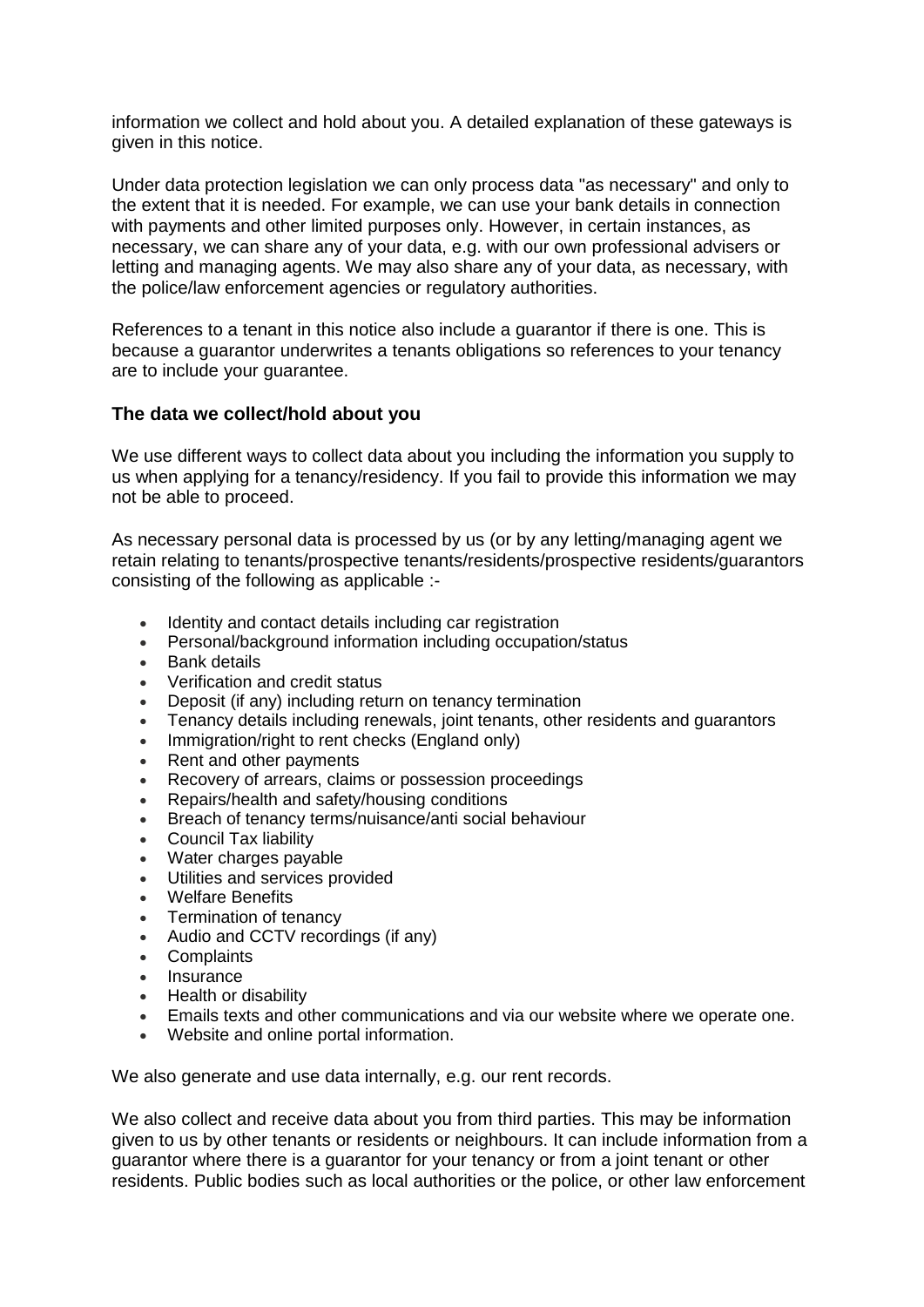information we collect and hold about you. A detailed explanation of these gateways is given in this notice.

Under data protection legislation we can only process data "as necessary" and only to the extent that it is needed. For example, we can use your bank details in connection with payments and other limited purposes only. However, in certain instances, as necessary, we can share any of your data, e.g. with our own professional advisers or letting and managing agents. We may also share any of your data, as necessary, with the police/law enforcement agencies or regulatory authorities.

References to a tenant in this notice also include a guarantor if there is one. This is because a guarantor underwrites a tenants obligations so references to your tenancy are to include your guarantee.

**The data we collect/hold about you**

We use different ways to collect data about you including the information you supply to us when applying for a tenancy/residency. If you fail to provide this information we may not be able to proceed.

As necessary personal data is processed by us (or by any letting/managing agent we retain relating to tenants/prospective tenants/residents/prospective residents/guarantors consisting of the following as applicable :-

- Identity and contact details including car registration
- Personal/background information including occupation/status
- Bank details
- Verification and credit status
- Deposit (if any) including return on tenancy termination
- Tenancy details including renewals, joint tenants, other residents and guarantors
- Immigration/right to rent checks (England only)
- Rent and other payments
- Recovery of arrears, claims or possession proceedings
- Repairs/health and safety/housing conditions
- Breach of tenancy terms/nuisance/anti social behaviour
- Council Tax liability
- Water charges payable
- Utilities and services provided
- Welfare Benefits
- Termination of tenancy
- Audio and CCTV recordings (if any)
- Complaints
- Insurance
- Health or disability
- Emails texts and other communications and via our website where we operate one.
- Website and online portal information.

We also generate and use data internally, e.g. our rent records.

We also collect and receive data about you from third parties. This may be information given to us by other tenants or residents or neighbours. It can include information from a guarantor where there is a guarantor for your tenancy or from a joint tenant or other residents. Public bodies such as local authorities or the police, or other law enforcement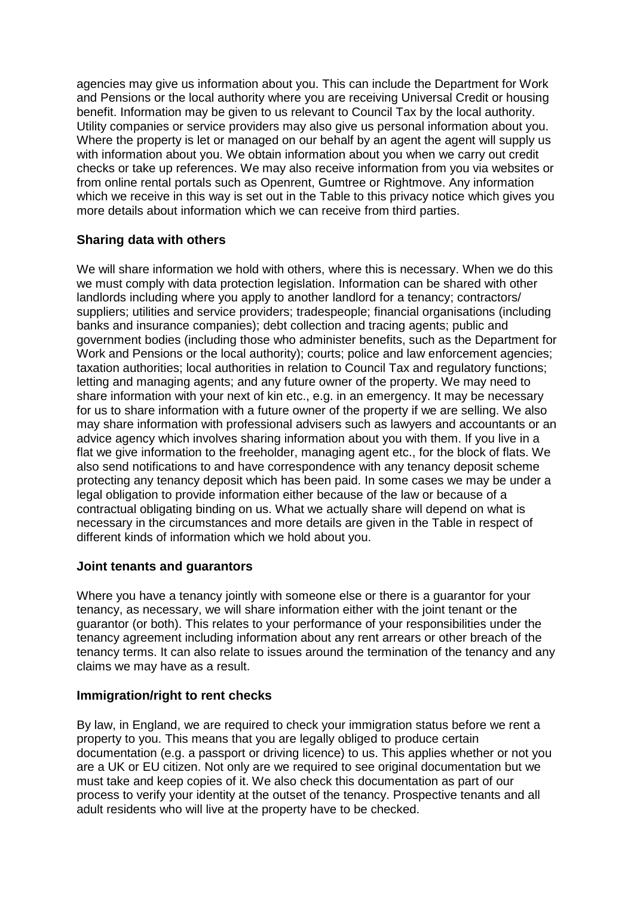agencies may give us information about you. This can include the Department for Work and Pensions or the local authority where you are receiving Universal Credit or housing benefit. Information may be given to us relevant to Council Tax by the local authority. Utility companies or service providers may also give us personal information about you. Where the property is let or managed on our behalf by an agent the agent will supply us with information about you. We obtain information about you when we carry out credit checks or take up references. We may also receive information from you via websites or from online rental portals such as Openrent, Gumtree or Rightmove. Any information which we receive in this way is set out in the Table to this privacy notice which gives you more details about information which we can receive from third parties.

### Sharing data with others

We will share information we hold with others, where this is necessary. When we do this we must comply with data protection legislation. Information can be shared with other landlords including where you apply to another landlord for a tenancy; contractors/ suppliers; utilities and service providers; tradespeople; financial organisations (including banks and insurance companies); debt collection and tracing agents; public and government bodies (including those who administer benefits, such as the Department for Work and Pensions or the local authority); courts; police and law enforcement agencies; taxation authorities; local authorities in relation to Council Tax and regulatory functions; letting and managing agents; and any future owner of the property. We may need to share information with your next of kin etc., e.g. in an emergency. It may be necessary for us to share information with a future owner of the property if we are selling. We also may share information with professional advisers such as lawyers and accountants or an advice agency which involves sharing information about you with them. If you live in a flat we give information to the freeholder, managing agent etc., for the block of flats. We also send notifications to and have correspondence with any tenancy deposit scheme protecting any tenancy deposit which has been paid. In some cases we may be under a legal obligation to provide information either because of the law or because of a contractual obligating binding on us. What we actually share will depend on what is necessary in the circumstances and more details are given in the Table in respect of different kinds of information which we hold about you.

### Joint tenants and guarantors

Where you have a tenancy jointly with someone else or there is a guarantor for your tenancy, as necessary, we will share information either with the joint tenant or the guarantor (or both). This relates to your performance of your responsibilities under the tenancy agreement including information about any rent arrears or other breach of the tenancy terms. It can also relate to issues around the termination of the tenancy and any claims we may have as a result.

### Immigration/right to rent checks

By law, in England, we are required to check your immigration status before we rent a property to you. This means that you are legally obliged to produce certain documentation (e.g. a passport or driving licence) to us. This applies whether or not you are a UK or EU citizen. Not only are we required to see original documentation but we must take and keep copies of it. We also check this documentation as part of our process to verify your identity at the outset of the tenancy. Prospective tenants and all adult residents who will live at the property have to be checked.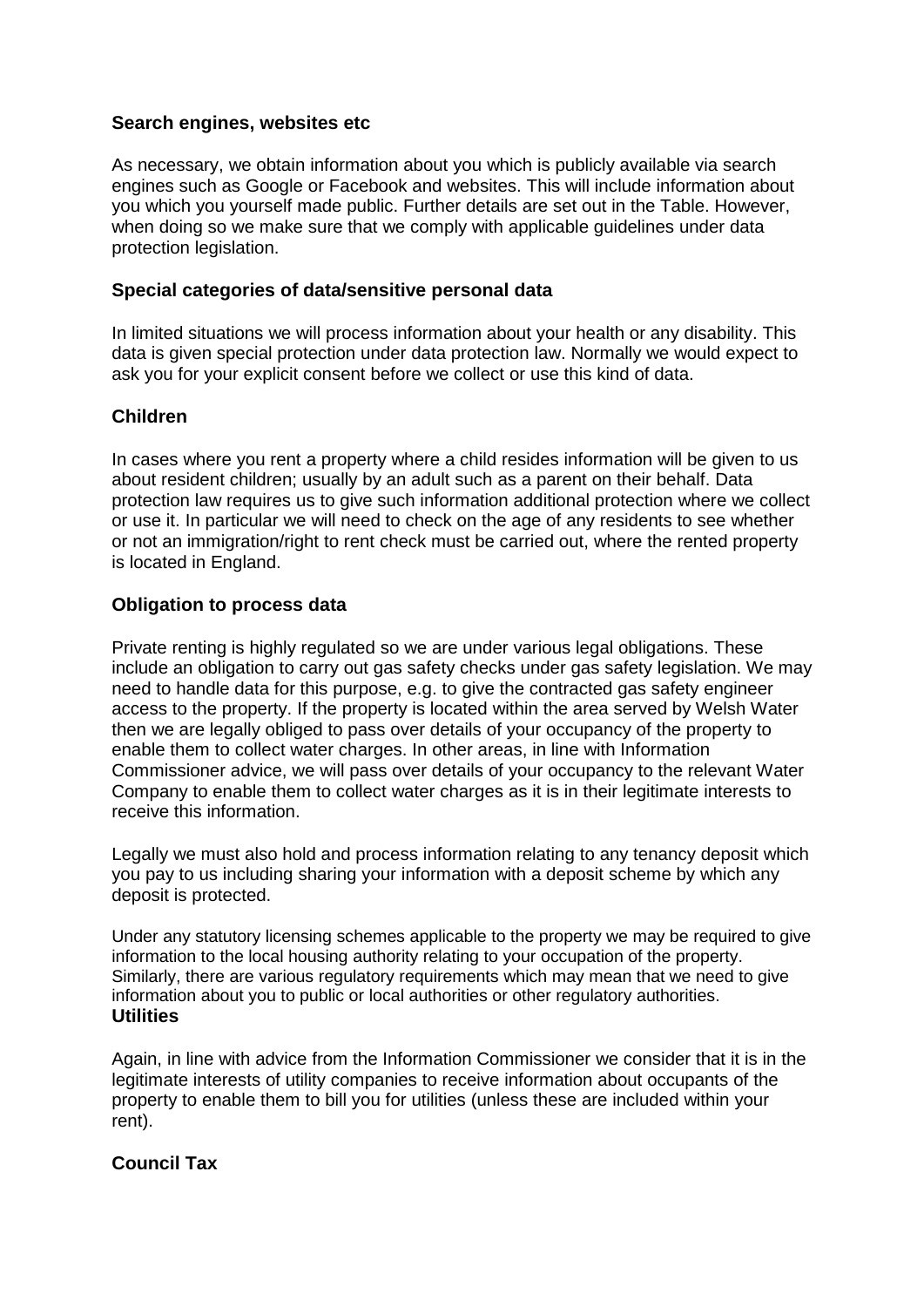### Search engines, websites etc

As necessary, we obtain information about you which is publicly available via search engines such as Google or Facebook and websites. This will include information about you which you yourself made public. Further details are set out in the Table. However, when doing so we make sure that we comply with applicable guidelines under data protection legislation.

### Special categories of data/sensitive personal data

In limited situations we will process information about your health or any disability. This data is given special protection under data protection law. Normally we would expect to ask you for your explicit consent before we collect or use this kind of data.

### Children

In cases where you rent a property where a child resides information will be given to us about resident children; usually by an adult such as a parent on their behalf. Data protection law requires us to give such information additional protection where we collect or use it. In particular we will need to check on the age of any residents to see whether or not an immigration/right to rent check must be carried out, where the rented property is located in England.

### Obligation to process data

Private renting is highly regulated so we are under various legal obligations. These include an obligation to carry out gas safety checks under gas safety legislation. We may need to handle data for this purpose, e.g. to give the contracted gas safety engineer access to the property. If the property is located within the area served by Welsh Water then we are legally obliged to pass over details of your occupancy of the property to enable them to collect water charges. In other areas, in line with Information Commissioner advice, we will pass over details of your occupancy to the relevant Water Company to enable them to collect water charges as it is in their legitimate interests to receive this information.

Legally we must also hold and process information relating to any tenancy deposit which you pay to us including sharing your information with a deposit scheme by which any deposit is protected.

Under any statutory licensing schemes applicable to the property we may be required to give information to the local housing authority relating to your occupation of the property. Similarly, there are various regulatory requirements which may mean that we need to give information about you to public or local authorities or other regulatory authorities.

### Utilities

Again, in line with advice from the Information Commissioner we consider that it is in the legitimate interests of utility companies to receive information about occupants of the property to enable them to bill you for utilities (unless these are included within your rent).

### Council Tax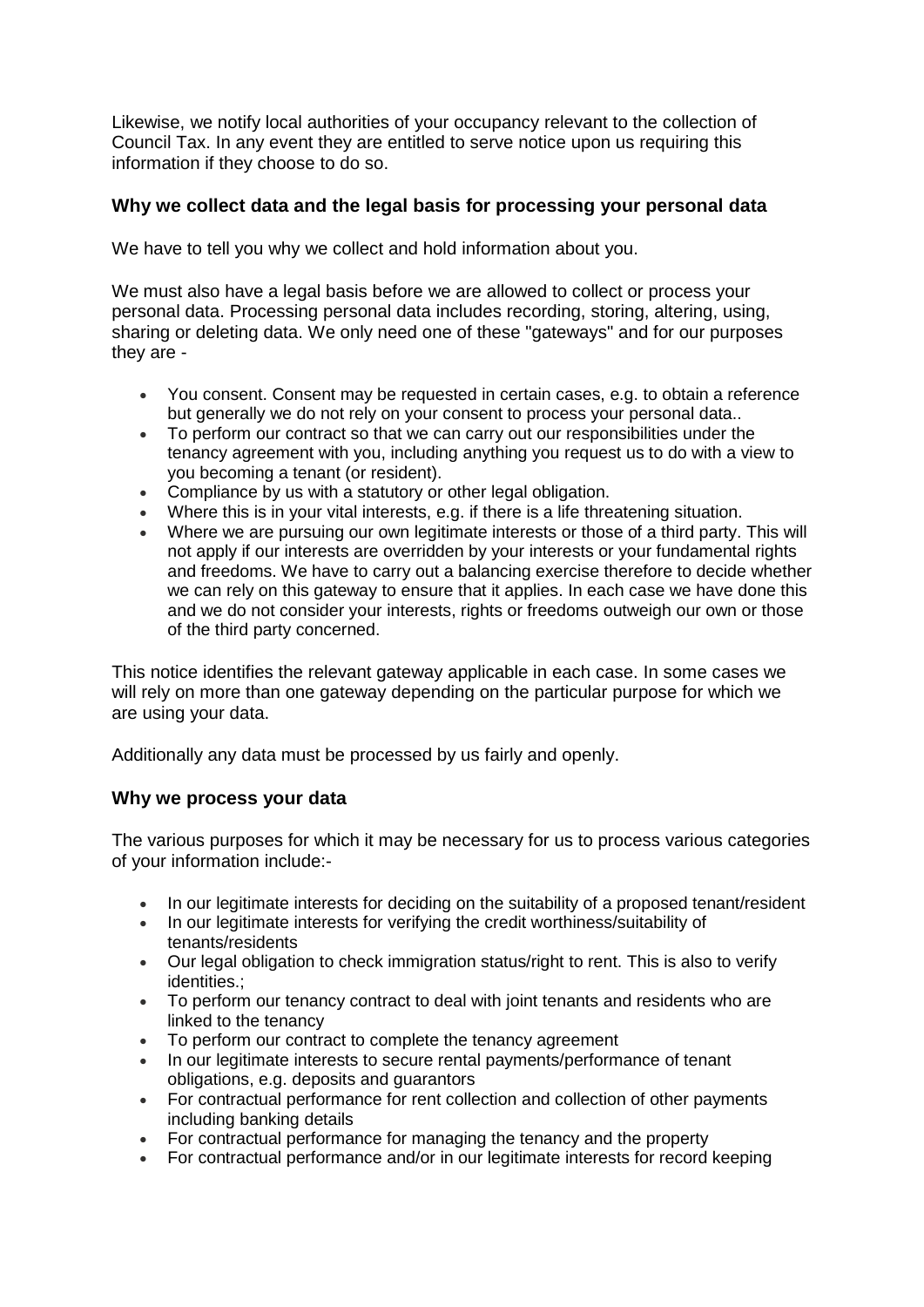Likewise, we notify local authorities of your occupancy relevant to the collection of Council Tax. In any event they are entitled to serve notice upon us requiring this information if they choose to do so.

### Why we collect data and the legal basis for processing your personal data

We have to tell you why we collect and hold information about you.

We must also have a legal basis before we are allowed to collect or process your personal data. Processing personal data includes recording, storing, altering, using, sharing or deleting data. We only need one of these "gateways" and for our purposes they are -

- You consent. Consent may be requested in certain cases, e.g. to obtain a reference but generally we do not rely on your consent to process your personal data..
- To perform our contract so that we can carry out our responsibilities under the tenancy agreement with you, including anything you request us to do with a view to you becoming a tenant (or resident).
- Compliance by us with a statutory or other legal obligation.
- Where this is in your vital interests, e.g. if there is a life threatening situation.
- Where we are pursuing our own legitimate interests or those of a third party. This will not apply if our interests are overridden by your interests or your fundamental rights and freedoms. We have to carry out a balancing exercise therefore to decide whether we can rely on this gateway to ensure that it applies. In each case we have done this and we do not consider your interests, rights or freedoms outweigh our own or those of the third party concerned.

This notice identifies the relevant gateway applicable in each case. In some cases we will rely on more than one gateway depending on the particular purpose for which we are using your data.

Additionally any data must be processed by us fairly and openly.

### Why we process your data

The various purposes for which it may be necessary for us to process various categories of your information include:-

- In our legitimate interests for deciding on the suitability of a proposed tenant/resident
- In our legitimate interests for verifying the credit worthiness/suitability of tenants/residents
- Our legal obligation to check immigration status/right to rent. This is also to verify identities.;
- To perform our tenancy contract to deal with joint tenants and residents who are linked to the tenancy
- To perform our contract to complete the tenancy agreement
- In our legitimate interests to secure rental payments/performance of tenant obligations, e.g. deposits and guarantors
- For contractual performance for rent collection and collection of other payments including banking details
- For contractual performance for managing the tenancy and the property
- For contractual performance and/or in our legitimate interests for record keeping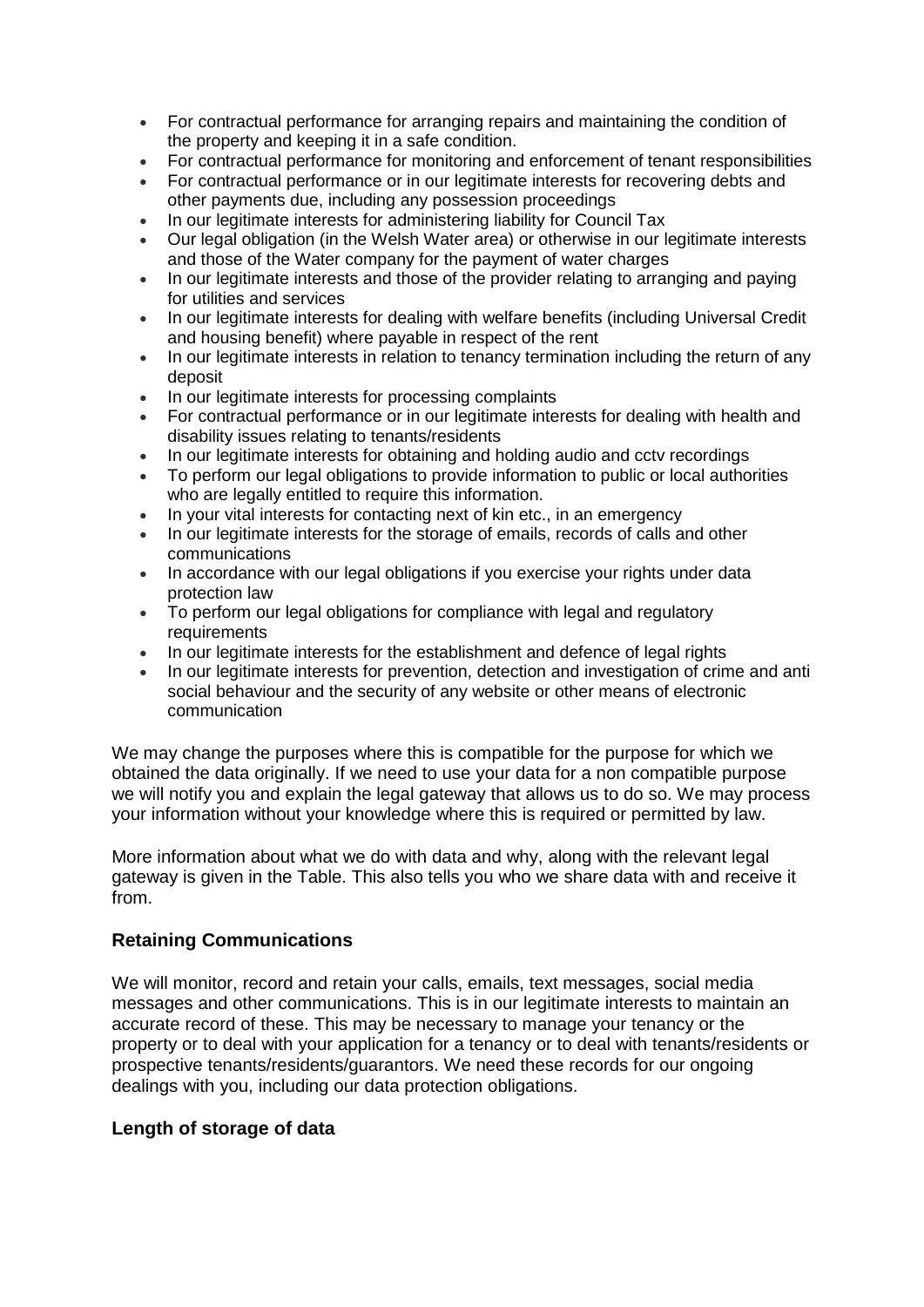- For contractual performance for arranging repairs and maintaining the condition of the property and keeping it in a safe condition.
- For contractual performance for monitoring and enforcement of tenant responsibilities
- For contractual performance or in our legitimate interests for recovering debts and other payments due, including any possession proceedings
- In our legitimate interests for administering liability for Council Tax
- Our legal obligation (in the Welsh Water area) or otherwise in our legitimate interests and those of the Water company for the payment of water charges
- In our legitimate interests and those of the provider relating to arranging and paying for utilities and services
- In our legitimate interests for dealing with welfare benefits (including Universal Credit and housing benefit) where payable in respect of the rent
- In our legitimate interests in relation to tenancy termination including the return of any deposit
- In our legitimate interests for processing complaints
- For contractual performance or in our legitimate interests for dealing with health and disability issues relating to tenants/residents
- In our legitimate interests for obtaining and holding audio and cctv recordings
- To perform our legal obligations to provide information to public or local authorities who are legally entitled to require this information.
- In your vital interests for contacting next of kin etc., in an emergency
- In our legitimate interests for the storage of emails, records of calls and other communications
- In accordance with our legal obligations if you exercise your rights under data protection law
- To perform our legal obligations for compliance with legal and regulatory requirements
- In our legitimate interests for the establishment and defence of legal rights
- In our legitimate interests for prevention, detection and investigation of crime and anti social behaviour and the security of any website or other means of electronic communication

We may change the purposes where this is compatible for the purpose for which we obtained the data originally. If we need to use your data for a non compatible purpose we will notify you and explain the legal gateway that allows us to do so. We may process your information without your knowledge where this is required or permitted by law.

More information about what we do with data and why, along with the relevant legal gateway is given in the Table. This also tells you who we share data with and receive it from.

## Retaining Communications

We will monitor, record and retain your calls, emails, text messages, social media messages and other communications. This is in our legitimate interests to maintain an accurate record of these. This may be necessary to manage your tenancy or the property or to deal with your application for a tenancy or to deal with tenants/residents or prospective tenants/residents/guarantors. We need these records for our ongoing dealings with you, including our data protection obligations.

## Length of storage of data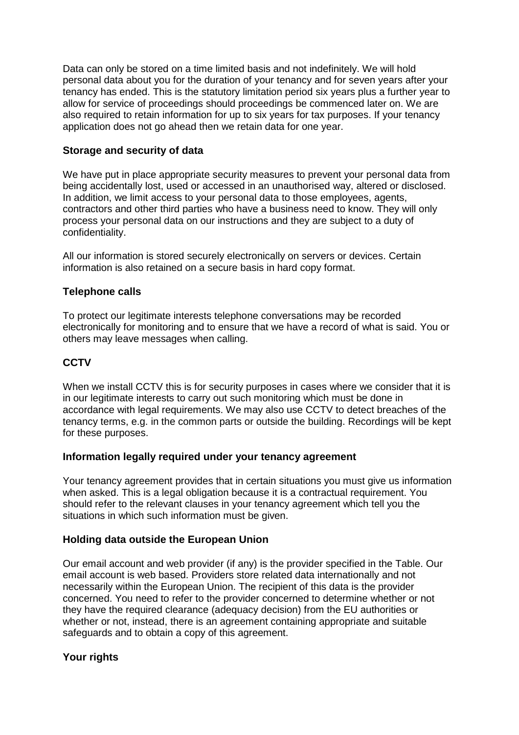Data can only be stored on a time limited basis and not indefinitely. We will hold personal data about you for the duration of your tenancy and for seven years after your tenancy has ended. This is the statutory limitation period six years plus a further year to allow for service of proceedings should proceedings be commenced later on. We are also required to retain information for up to six years for tax purposes. If your tenancy application does not go ahead then we retain data for one year.

### Storage and security of data

We have put in place appropriate security measures to prevent your personal data from being accidentally lost, used or accessed in an unauthorised way, altered or disclosed. In addition, we limit access to your personal data to those employees, agents, contractors and other third parties who have a business need to know. They will only process your personal data on our instructions and they are subject to a duty of confidentiality.

All our information is stored securely electronically on servers or devices. Certain information is also retained on a secure basis in hard copy format.

### Telephone calls

To protect our legitimate interests telephone conversations may be recorded electronically for monitoring and to ensure that we have a record of what is said. You or others may leave messages when calling.

### CCTV

When we install CCTV this is for security purposes in cases where we consider that it is in our legitimate interests to carry out such monitoring which must be done in accordance with legal requirements. We may also use CCTV to detect breaches of the tenancy terms, e.g. in the common parts or outside the building. Recordings will be kept for these purposes.

### Information legally required under your tenancy agreement

Your tenancy agreement provides that in certain situations you must give us information when asked. This is a legal obligation because it is a contractual requirement. You should refer to the relevant clauses in your tenancy agreement which tell you the situations in which such information must be given.

### Holding data outside the European Union

Our email account and web provider (if any) is the provider specified in the Table. Our email account is web based. Providers store related data internationally and not necessarily within the European Union. The recipient of this data is the provider concerned. You need to refer to the provider concerned to determine whether or not they have the required clearance (adequacy decision) from the EU authorities or whether or not, instead, there is an agreement containing appropriate and suitable safeguards and to obtain a copy of this agreement.

### Your rights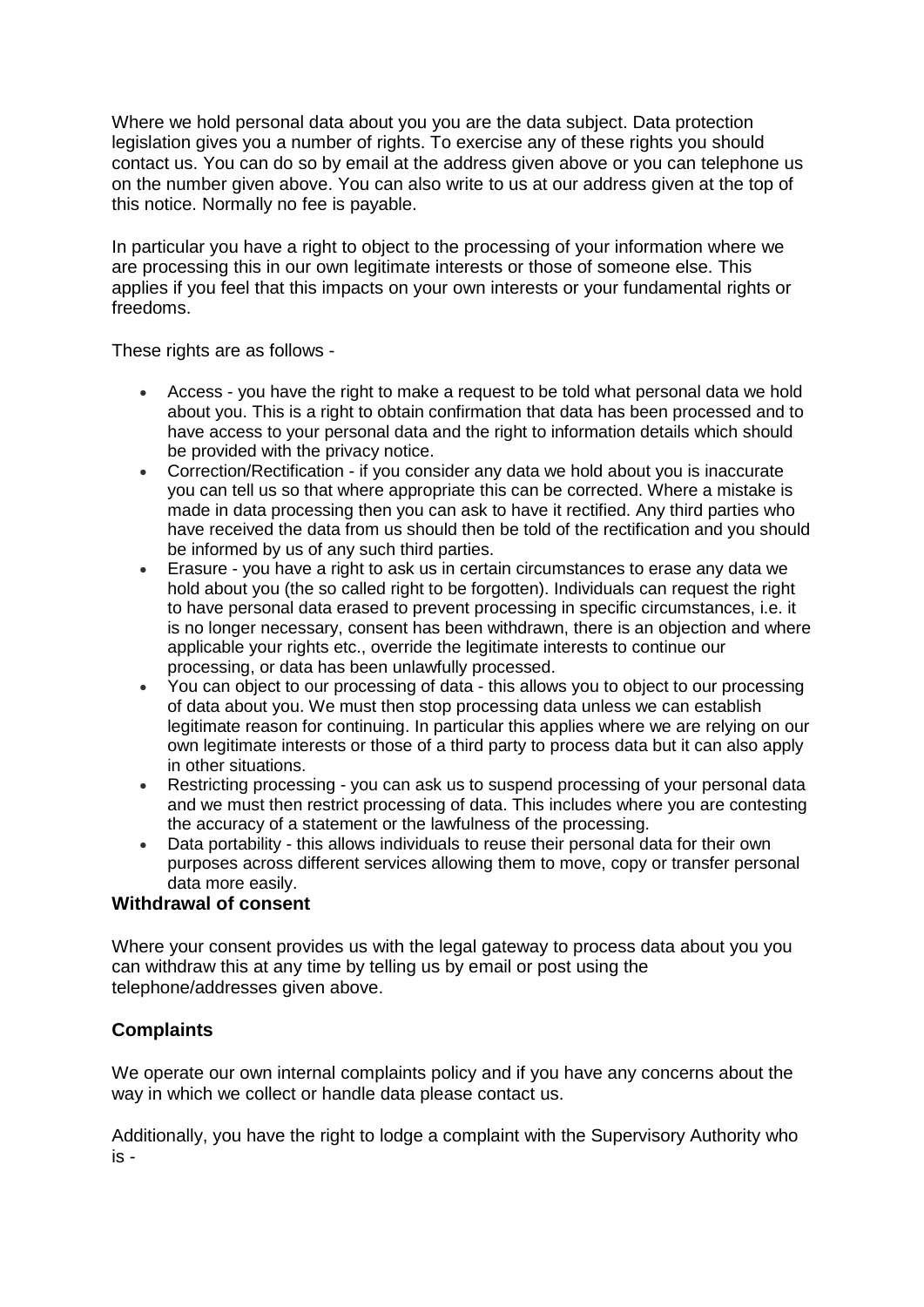Where we hold personal data about you you are the data subject. Data protection legislation gives you a number of rights. To exercise any of these rights you should contact us. You can do so by email at the address given above or you can telephone us on the number given above. You can also write to us at our address given at the top of this notice. Normally no fee is payable.

In particular you have a right to object to the processing of your information where we are processing this in our own legitimate interests or those of someone else. This applies if you feel that this impacts on your own interests or your fundamental rights or freedoms.

These rights are as follows -

- Access - you have the right to make a request to be told what personal data we hold about you. This is a right to obtain confirmation that data has been processed and to have access to your personal data and the right to information details which should be provided with the privacy notice.
- Correction/Rectification - if you consider any data we hold about you is inaccurate you can tell us so that where appropriate this can be corrected. Where a mistake is made in data processing then you can ask to have it rectified. Any third parties who have received the data from us should then be told of the rectification and you should be informed by us of any such third parties.
- Erasure - you have a right to ask us in certain circumstances to erase any data we hold about you (the so called right to be forgotten). Individuals can request the right to have personal data erased to prevent processing in specific circumstances, i.e. it is no longer necessary, consent has been withdrawn, there is an objection and where applicable your rights etc., override the legitimate interests to continue our processing, or data has been unlawfully processed.
- You can object to our processing of data - this allows you to object to our processing of data about you. We must then stop processing data unless we can establish legitimate reason for continuing. In particular this applies where we are relying on our own legitimate interests or those of a third party to process data but it can also apply in other situations.
- Restricting processing - you can ask us to suspend processing of your personal data and we must then restrict processing of data. This includes where you are contesting the accuracy of a statement or the lawfulness of the processing.
- Data portability - this allows individuals to reuse their personal data for their own purposes across different services allowing them to move, copy or transfer personal data more easily.

**Withdrawal of consent**

Where your consent provides us with the legal gateway to process data about you you can withdraw this at any time by telling us by email or post using the telephone/addresses given above.

**Complaints**

We operate our own internal complaints policy and if you have any concerns about the way in which we collect or handle data please contact us.

Additionally, you have the right to lodge a complaint with the Supervisory Authority who is -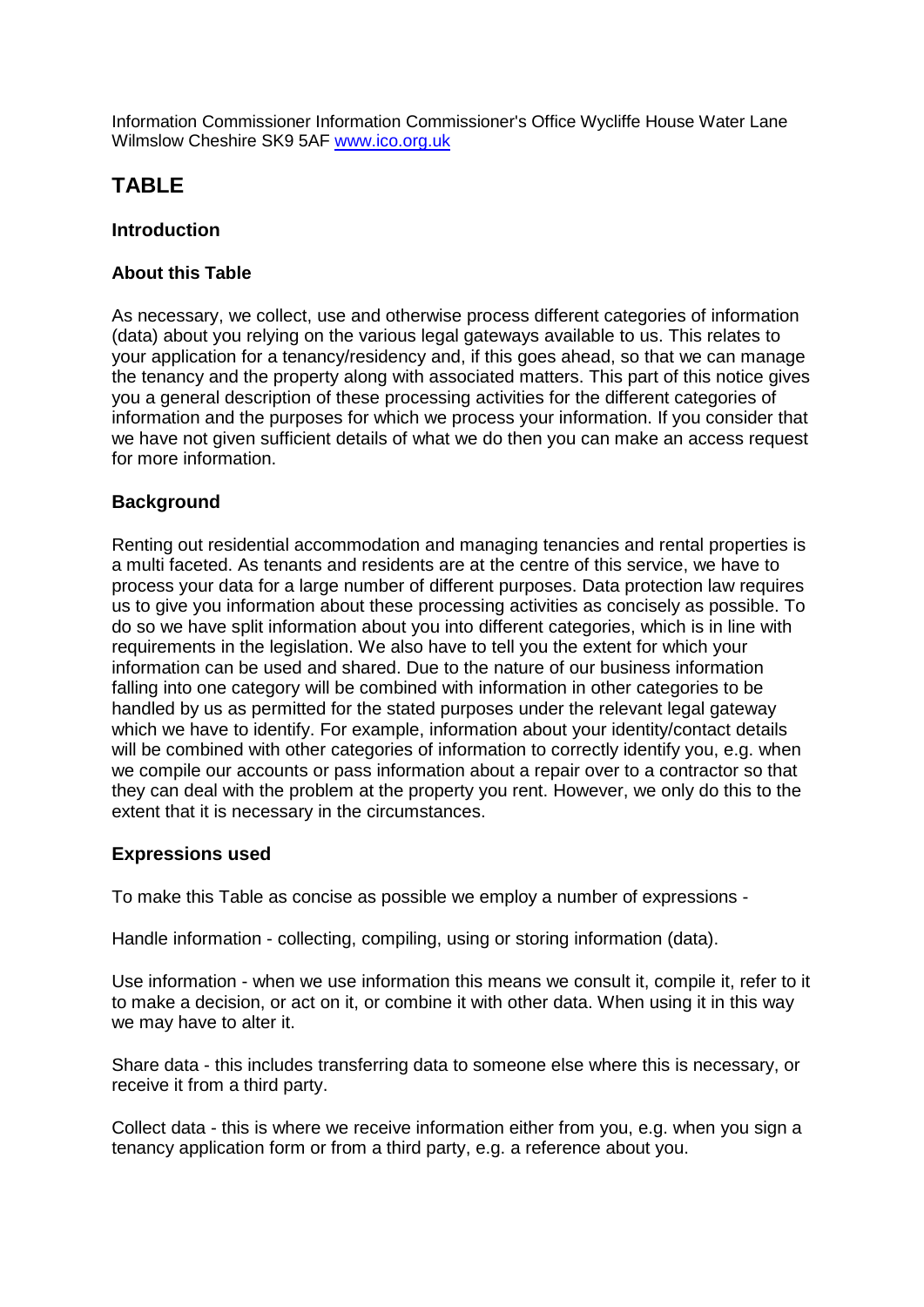Information Commissioner Information Commissioner's Office Wycliffe House Water Lane Wilmslow Cheshire SK9 5AF www.ico.org.uk

# TABLE

### Introduction

### About this Table

As necessary, we collect, use and otherwise process different categories of information (data) about you relying on the various legal gateways available to us. This relates to your application for a tenancy/residency and, if this goes ahead, so that we can manage the tenancy and the property along with associated matters. This part of this notice gives you a general description of these processing activities for the different categories of information and the purposes for which we process your information. If you consider that we have not given sufficient details of what we do then you can make an access request for more information.

## Background

Renting out residential accommodation and managing tenancies and rental properties is a multi faceted. As tenants and residents are at the centre of this service, we have to process your data for a large number of different purposes. Data protection law requires us to give you information about these processing activities as concisely as possible. To do so we have split information about you into different categories, which is in line with requirements in the legislation. We also have to tell you the extent for which your information can be used and shared. Due to the nature of our business information falling into one category will be combined with information in other categories to be handled by us as permitted for the stated purposes under the relevant legal gateway which we have to identify. For example, information about your identity/contact details will be combined with other categories of information to correctly identify you, e.g. when we compile our accounts or pass information about a repair over to a contractor so that they can deal with the problem at the property you rent. However, we only do this to the extent that it is necessary in the circumstances.

## Expressions used

To make this Table as concise as possible we employ a number of expressions -

Handle information - collecting, compiling, using or storing information (data).

Use information - when we use information this means we consult it, compile it, refer to it to make a decision, or act on it, or combine it with other data. When using it in this way we may have to alter it.

Share data - this includes transferring data to someone else where this is necessary, or receive it from a third party.

Collect data - this is where we receive information either from you, e.g. when you sign a tenancy application form or from a third party, e.g. a reference about you.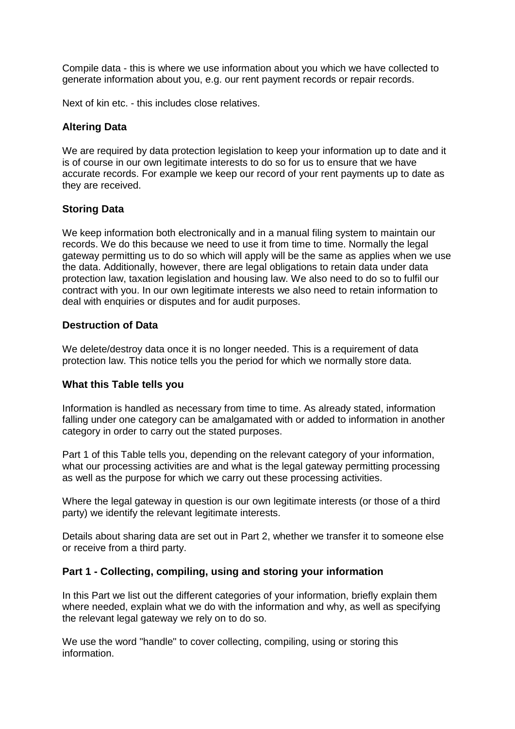Compile data - this is where we use information about you which we have collected to generate information about you, e.g. our rent payment records or repair records.

Next of kin etc. - this includes close relatives.

### Altering Data

We are required by data protection legislation to keep your information up to date and it is of course in our own legitimate interests to do so for us to ensure that we have accurate records. For example we keep our record of your rent payments up to date as they are received.

### Storing Data

We keep information both electronically and in a manual filing system to maintain our records. We do this because we need to use it from time to time. Normally the legal gateway permitting us to do so which will apply will be the same as applies when we use the data. Additionally, however, there are legal obligations to retain data under data protection law, taxation legislation and housing law. We also need to do so to fulfil our contract with you. In our own legitimate interests we also need to retain information to deal with enquiries or disputes and for audit purposes.

### Destruction of Data

We delete/destroy data once it is no longer needed. This is a requirement of data protection law. This notice tells you the period for which we normally store data.

### What this Table tells you

Information is handled as necessary from time to time. As already stated, information falling under one category can be amalgamated with or added to information in another category in order to carry out the stated purposes.

Part 1 of this Table tells you, depending on the relevant category of your information, what our processing activities are and what is the legal gateway permitting processing as well as the purpose for which we carry out these processing activities.

Where the legal gateway in question is our own legitimate interests (or those of a third party) we identify the relevant legitimate interests.

Details about sharing data are set out in Part 2, whether we transfer it to someone else or receive from a third party.

### Part 1 - Collecting, compiling, using and storing your information

In this Part we list out the different categories of your information, briefly explain them where needed, explain what we do with the information and why, as well as specifying the relevant legal gateway we rely on to do so.

We use the word "handle" to cover collecting, compiling, using or storing this information.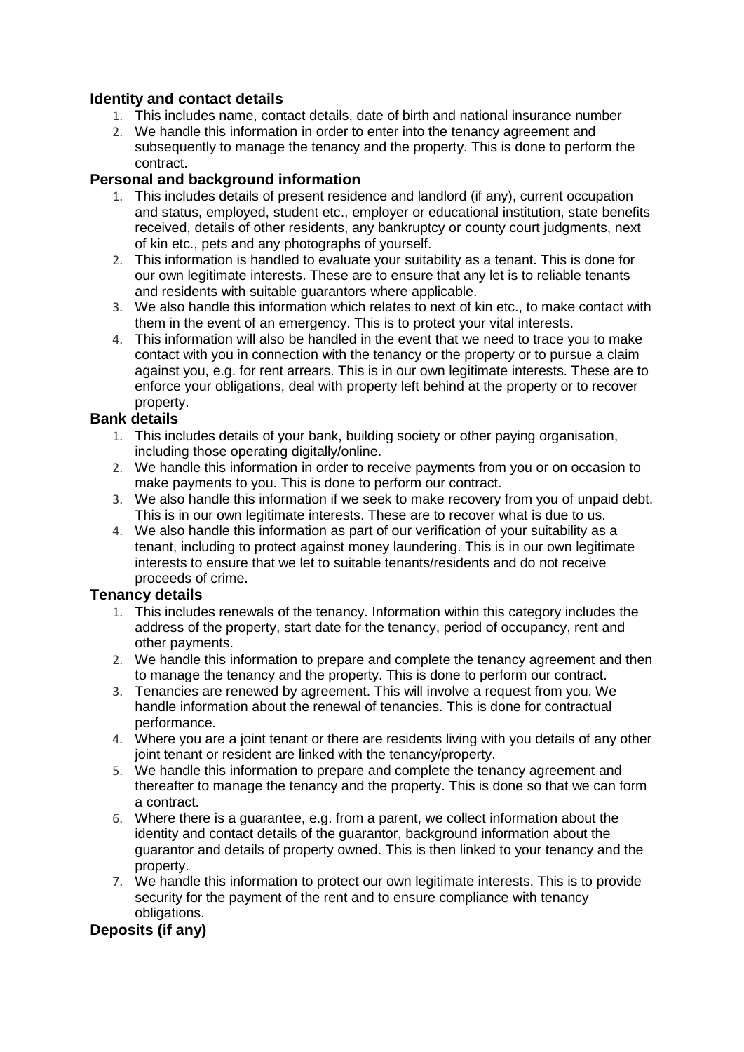### Identity and contact details

1. This includes name, contact details, date of birth and national insurance number
2. We handle this information in order to enter into the tenancy agreement and subsequently to manage the tenancy and the property. This is done to perform the contract.

### Personal and background information

1. This includes details of present residence and landlord (if any), current occupation and status, employed, student etc., employer or educational institution, state benefits received, details of other residents, any bankruptcy or county court judgments, next of kin etc., pets and any photographs of yourself.
2. This information is handled to evaluate your suitability as a tenant. This is done for our own legitimate interests. These are to ensure that any let is to reliable tenants and residents with suitable guarantors where applicable.
3. We also handle this information which relates to next of kin etc., to make contact with them in the event of an emergency. This is to protect your vital interests.
4. This information will also be handled in the event that we need to trace you to make contact with you in connection with the tenancy or the property or to pursue a claim against you, e.g. for rent arrears. This is in our own legitimate interests. These are to enforce your obligations, deal with property left behind at the property or to recover property.

### Bank details

1. This includes details of your bank, building society or other paying organisation, including those operating digitally/online.
2. We handle this information in order to receive payments from you or on occasion to make payments to you. This is done to perform our contract.
3. We also handle this information if we seek to make recovery from you of unpaid debt. This is in our own legitimate interests. These are to recover what is due to us.
4. We also handle this information as part of our verification of your suitability as a tenant, including to protect against money laundering. This is in our own legitimate interests to ensure that we let to suitable tenants/residents and do not receive proceeds of crime.

### Tenancy details

1. This includes renewals of the tenancy. Information within this category includes the address of the property, start date for the tenancy, period of occupancy, rent and other payments.
2. We handle this information to prepare and complete the tenancy agreement and then to manage the tenancy and the property. This is done to perform our contract.
3. Tenancies are renewed by agreement. This will involve a request from you. We handle information about the renewal of tenancies. This is done for contractual performance.
4. Where you are a joint tenant or there are residents living with you details of any other joint tenant or resident are linked with the tenancy/property.
5. We handle this information to prepare and complete the tenancy agreement and thereafter to manage the tenancy and the property. This is done so that we can form a contract.
6. Where there is a guarantee, e.g. from a parent, we collect information about the identity and contact details of the guarantor, background information about the guarantor and details of property owned. This is then linked to your tenancy and the property.
7. We handle this information to protect our own legitimate interests. This is to provide security for the payment of the rent and to ensure compliance with tenancy obligations.

### Deposits (if any)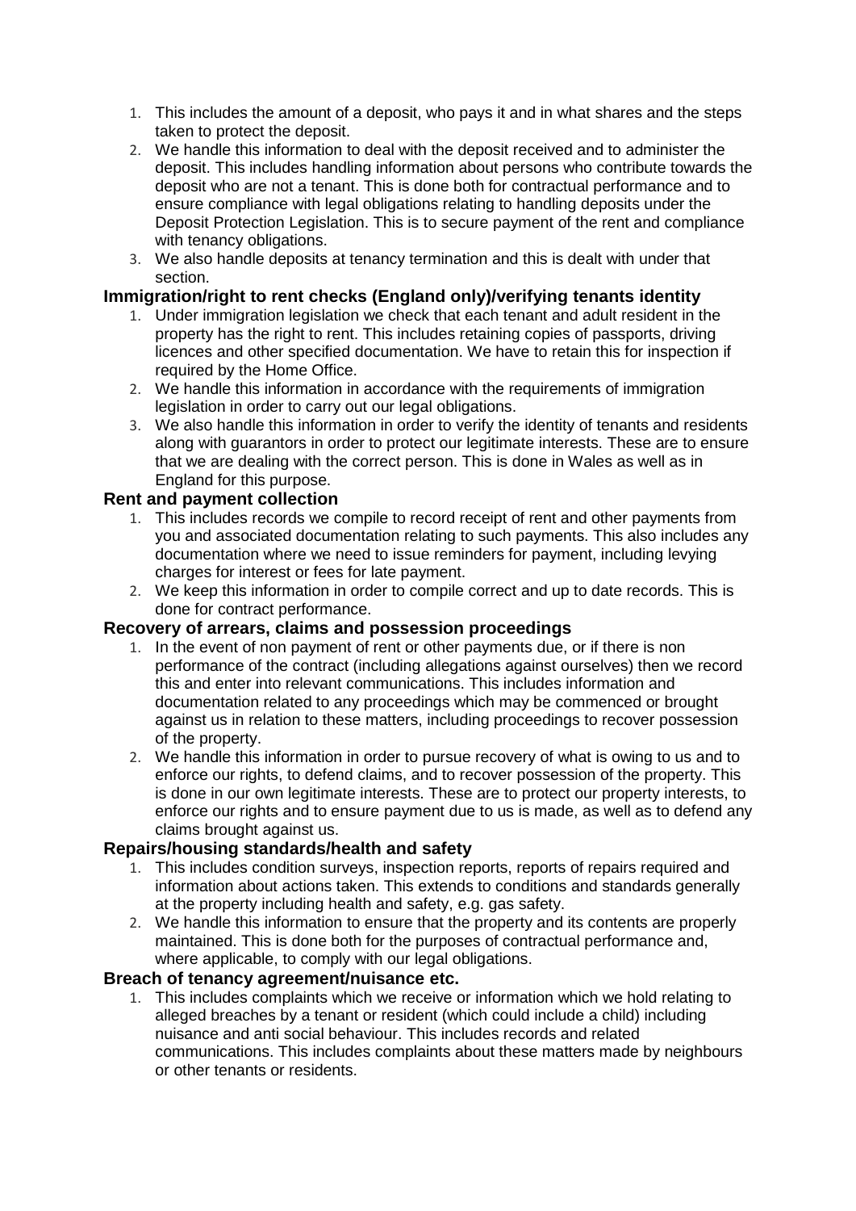1. This includes the amount of a deposit, who pays it and in what shares and the steps taken to protect the deposit.
2. We handle this information to deal with the deposit received and to administer the deposit. This includes handling information about persons who contribute towards the deposit who are not a tenant. This is done both for contractual performance and to ensure compliance with legal obligations relating to handling deposits under the Deposit Protection Legislation. This is to secure payment of the rent and compliance with tenancy obligations.
3. We also handle deposits at tenancy termination and this is dealt with under that section.

**Immigration/right to rent checks (England only)/verifying tenants identity**

1. Under immigration legislation we check that each tenant and adult resident in the property has the right to rent. This includes retaining copies of passports, driving licences and other specified documentation. We have to retain this for inspection if required by the Home Office.
2. We handle this information in accordance with the requirements of immigration legislation in order to carry out our legal obligations.
3. We also handle this information in order to verify the identity of tenants and residents along with guarantors in order to protect our legitimate interests. These are to ensure that we are dealing with the correct person. This is done in Wales as well as in England for this purpose.

**Rent and payment collection**

1. This includes records we compile to record receipt of rent and other payments from you and associated documentation relating to such payments. This also includes any documentation where we need to issue reminders for payment, including levying charges for interest or fees for late payment.
2. We keep this information in order to compile correct and up to date records. This is done for contract performance.

**Recovery of arrears, claims and possession proceedings**

1. In the event of non payment of rent or other payments due, or if there is non performance of the contract (including allegations against ourselves) then we record this and enter into relevant communications. This includes information and documentation related to any proceedings which may be commenced or brought against us in relation to these matters, including proceedings to recover possession of the property.
2. We handle this information in order to pursue recovery of what is owing to us and to enforce our rights, to defend claims, and to recover possession of the property. This is done in our own legitimate interests. These are to protect our property interests, to enforce our rights and to ensure payment due to us is made, as well as to defend any claims brought against us.

**Repairs/housing standards/health and safety**

1. This includes condition surveys, inspection reports, reports of repairs required and information about actions taken. This extends to conditions and standards generally at the property including health and safety, e.g. gas safety.
2. We handle this information to ensure that the property and its contents are properly maintained. This is done both for the purposes of contractual performance and, where applicable, to comply with our legal obligations.

**Breach of tenancy agreement/nuisance etc.**

1. This includes complaints which we receive or information which we hold relating to alleged breaches by a tenant or resident (which could include a child) including nuisance and anti social behaviour. This includes records and related communications. This includes complaints about these matters made by neighbours or other tenants or residents.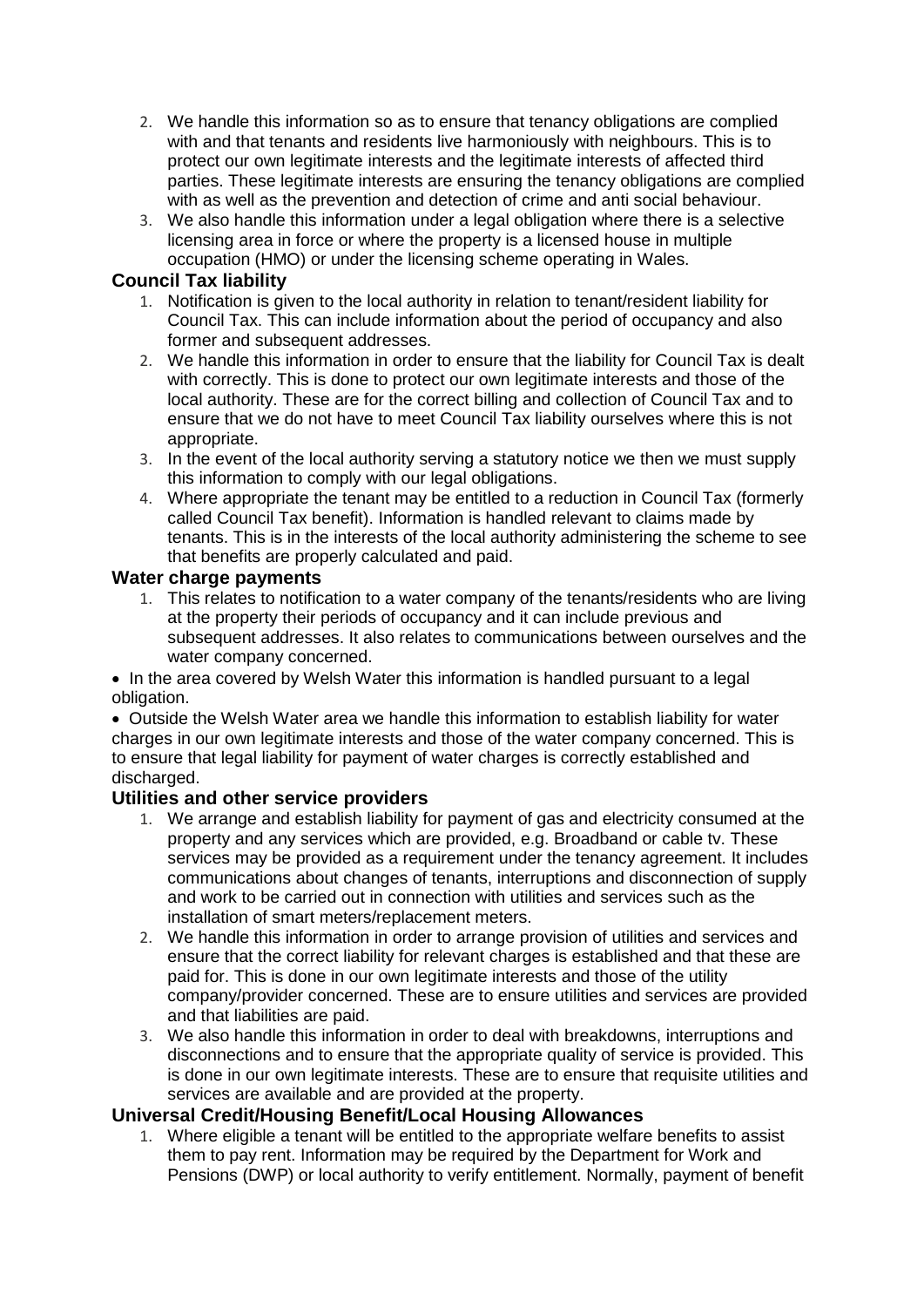2. We handle this information so as to ensure that tenancy obligations are complied with and that tenants and residents live harmoniously with neighbours. This is to protect our own legitimate interests and the legitimate interests of affected third parties. These legitimate interests are ensuring the tenancy obligations are complied with as well as the prevention and detection of crime and anti social behaviour.
3. We also handle this information under a legal obligation where there is a selective licensing area in force or where the property is a licensed house in multiple occupation (HMO) or under the licensing scheme operating in Wales.

### Council Tax liability

1. Notification is given to the local authority in relation to tenant/resident liability for Council Tax. This can include information about the period of occupancy and also former and subsequent addresses.
2. We handle this information in order to ensure that the liability for Council Tax is dealt with correctly. This is done to protect our own legitimate interests and those of the local authority. These are for the correct billing and collection of Council Tax and to ensure that we do not have to meet Council Tax liability ourselves where this is not appropriate.
3. In the event of the local authority serving a statutory notice we then we must supply this information to comply with our legal obligations.
4. Where appropriate the tenant may be entitled to a reduction in Council Tax (formerly called Council Tax benefit). Information is handled relevant to claims made by tenants. This is in the interests of the local authority administering the scheme to see that benefits are properly calculated and paid.

### Water charge payments

1. This relates to notification to a water company of the tenants/residents who are living at the property their periods of occupancy and it can include previous and subsequent addresses. It also relates to communications between ourselves and the water company concerned.

- In the area covered by Welsh Water this information is handled pursuant to a legal obligation.
- Outside the Welsh Water area we handle this information to establish liability for water charges in our own legitimate interests and those of the water company concerned. This is to ensure that legal liability for payment of water charges is correctly established and discharged.

### Utilities and other service providers

1. We arrange and establish liability for payment of gas and electricity consumed at the property and any services which are provided, e.g. Broadband or cable tv. These services may be provided as a requirement under the tenancy agreement. It includes communications about changes of tenants, interruptions and disconnection of supply and work to be carried out in connection with utilities and services such as the installation of smart meters/replacement meters.
2. We handle this information in order to arrange provision of utilities and services and ensure that the correct liability for relevant charges is established and that these are paid for. This is done in our own legitimate interests and those of the utility company/provider concerned. These are to ensure utilities and services are provided and that liabilities are paid.
3. We also handle this information in order to deal with breakdowns, interruptions and disconnections and to ensure that the appropriate quality of service is provided. This is done in our own legitimate interests. These are to ensure that requisite utilities and services are available and are provided at the property.

### Universal Credit/Housing Benefit/Local Housing Allowances

1. Where eligible a tenant will be entitled to the appropriate welfare benefits to assist them to pay rent. Information may be required by the Department for Work and Pensions (DWP) or local authority to verify entitlement. Normally, payment of benefit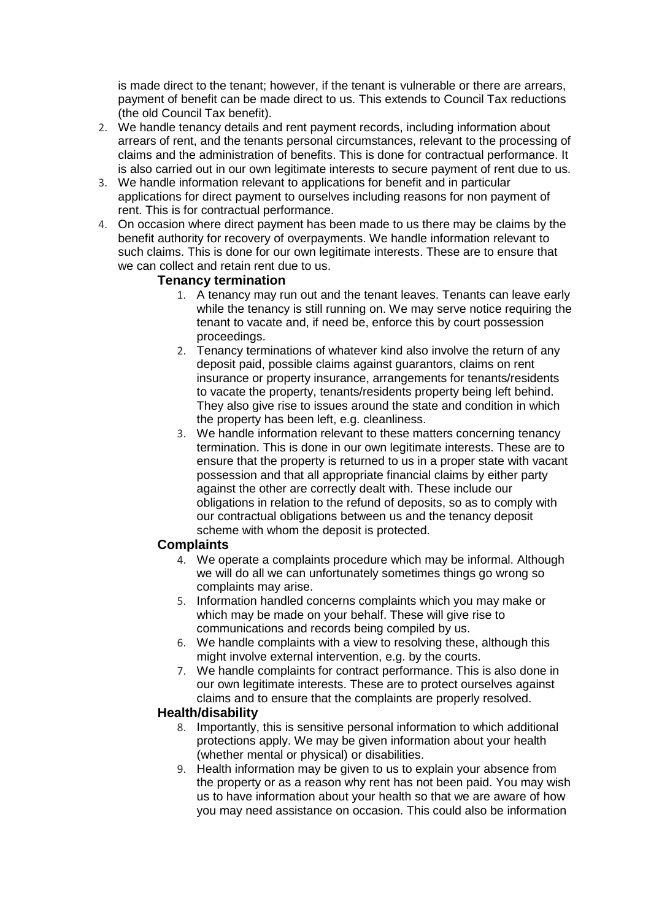is made direct to the tenant; however, if the tenant is vulnerable or there are arrears, payment of benefit can be made direct to us. This extends to Council Tax reductions (the old Council Tax benefit).

2. We handle tenancy details and rent payment records, including information about arrears of rent, and the tenants personal circumstances, relevant to the processing of claims and the administration of benefits. This is done for contractual performance. It is also carried out in our own legitimate interests to secure payment of rent due to us.
3. We handle information relevant to applications for benefit and in particular applications for direct payment to ourselves including reasons for non payment of rent. This is for contractual performance.
4. On occasion where direct payment has been made to us there may be claims by the benefit authority for recovery of overpayments. We handle information relevant to such claims. This is done for our own legitimate interests. These are to ensure that we can collect and retain rent due to us.

### Tenancy termination

1. A tenancy may run out and the tenant leaves. Tenants can leave early while the tenancy is still running on. We may serve notice requiring the tenant to vacate and, if need be, enforce this by court possession proceedings.
2. Tenancy terminations of whatever kind also involve the return of any deposit paid, possible claims against guarantors, claims on rent insurance or property insurance, arrangements for tenants/residents to vacate the property, tenants/residents property being left behind. They also give rise to issues around the state and condition in which the property has been left, e.g. cleanliness.
3. We handle information relevant to these matters concerning tenancy termination. This is done in our own legitimate interests. These are to ensure that the property is returned to us in a proper state with vacant possession and that all appropriate financial claims by either party against the other are correctly dealt with. These include our obligations in relation to the refund of deposits, so as to comply with our contractual obligations between us and the tenancy deposit scheme with whom the deposit is protected.

### Complaints

4. We operate a complaints procedure which may be informal. Although we will do all we can unfortunately sometimes things go wrong so complaints may arise.
5. Information handled concerns complaints which you may make or which may be made on your behalf. These will give rise to communications and records being compiled by us.
6. We handle complaints with a view to resolving these, although this might involve external intervention, e.g. by the courts.
7. We handle complaints for contract performance. This is also done in our own legitimate interests. These are to protect ourselves against claims and to ensure that the complaints are properly resolved.

### Health/disability

8. Importantly, this is sensitive personal information to which additional protections apply. We may be given information about your health (whether mental or physical) or disabilities.
9. Health information may be given to us to explain your absence from the property or as a reason why rent has not been paid. You may wish us to have information about your health so that we are aware of how you may need assistance on occasion. This could also be information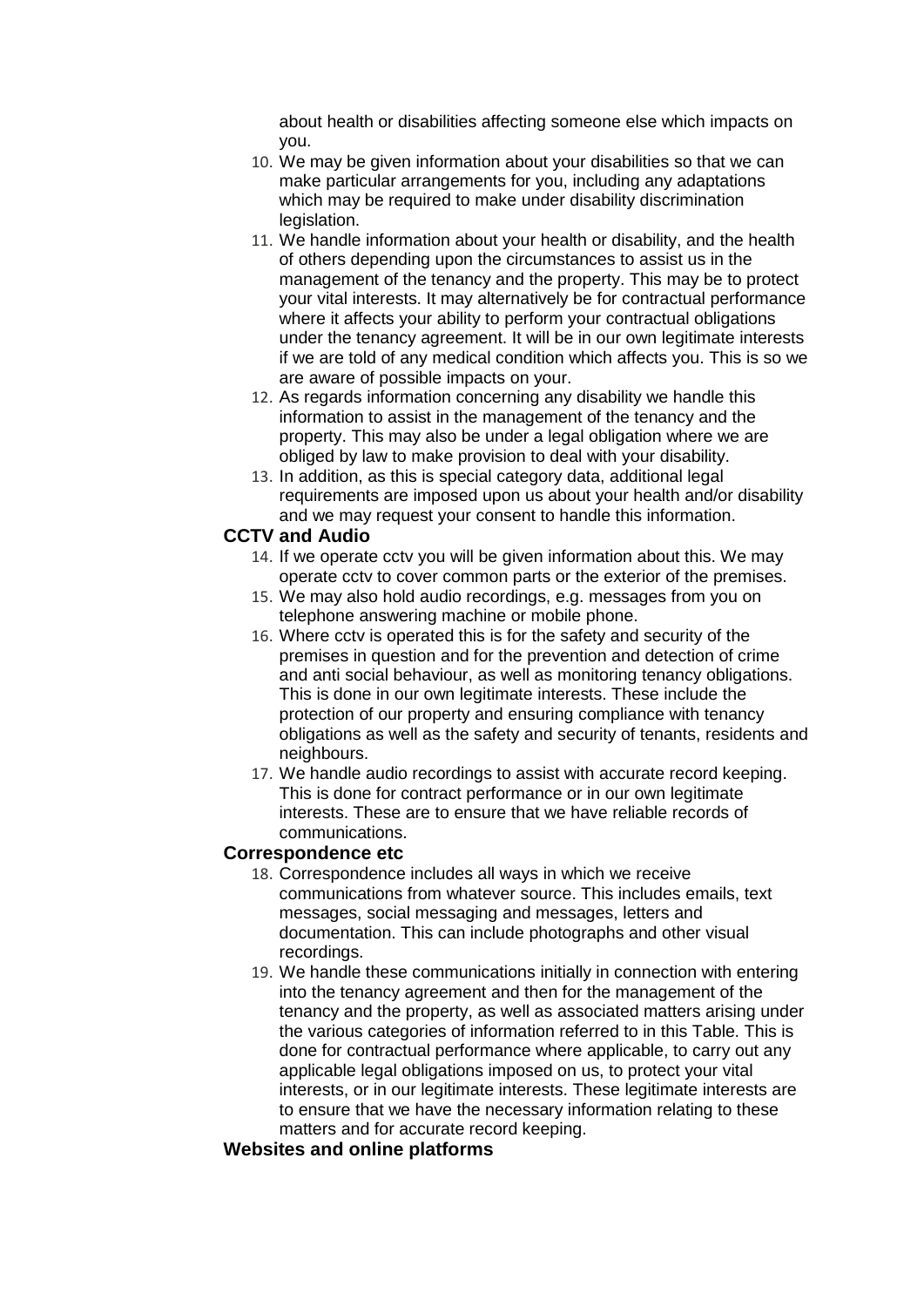about health or disabilities affecting someone else which impacts on you.

10. We may be given information about your disabilities so that we can make particular arrangements for you, including any adaptations which may be required to make under disability discrimination legislation.
11. We handle information about your health or disability, and the health of others depending upon the circumstances to assist us in the management of the tenancy and the property. This may be to protect your vital interests. It may alternatively be for contractual performance where it affects your ability to perform your contractual obligations under the tenancy agreement. It will be in our own legitimate interests if we are told of any medical condition which affects you. This is so we are aware of possible impacts on your.
12. As regards information concerning any disability we handle this information to assist in the management of the tenancy and the property. This may also be under a legal obligation where we are obliged by law to make provision to deal with your disability.
13. In addition, as this is special category data, additional legal requirements are imposed upon us about your health and/or disability and we may request your consent to handle this information.

**CCTV and Audio**

14. If we operate cctv you will be given information about this. We may operate cctv to cover common parts or the exterior of the premises.
15. We may also hold audio recordings, e.g. messages from you on telephone answering machine or mobile phone.
16. Where cctv is operated this is for the safety and security of the premises in question and for the prevention and detection of crime and anti social behaviour, as well as monitoring tenancy obligations. This is done in our own legitimate interests. These include the protection of our property and ensuring compliance with tenancy obligations as well as the safety and security of tenants, residents and neighbours.
17. We handle audio recordings to assist with accurate record keeping. This is done for contract performance or in our own legitimate interests. These are to ensure that we have reliable records of communications.

**Correspondence etc**

18. Correspondence includes all ways in which we receive communications from whatever source. This includes emails, text messages, social messaging and messages, letters and documentation. This can include photographs and other visual recordings.
19. We handle these communications initially in connection with entering into the tenancy agreement and then for the management of the tenancy and the property, as well as associated matters arising under the various categories of information referred to in this Table. This is done for contractual performance where applicable, to carry out any applicable legal obligations imposed on us, to protect your vital interests, or in our legitimate interests. These legitimate interests are to ensure that we have the necessary information relating to these matters and for accurate record keeping.

**Websites and online platforms**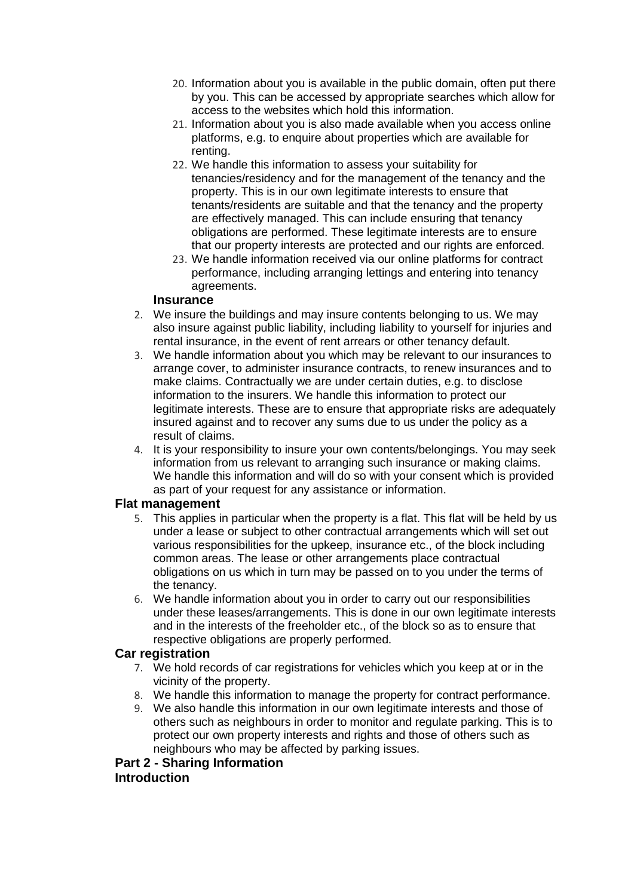20. Information about you is available in the public domain, often put there by you. This can be accessed by appropriate searches which allow for access to the websites which hold this information.
21. Information about you is also made available when you access online platforms, e.g. to enquire about properties which are available for renting.
22. We handle this information to assess your suitability for tenancies/residency and for the management of the tenancy and the property. This is in our own legitimate interests to ensure that tenants/residents are suitable and that the tenancy and the property are effectively managed. This can include ensuring that tenancy obligations are performed. These legitimate interests are to ensure that our property interests are protected and our rights are enforced.
23. We handle information received via our online platforms for contract performance, including arranging lettings and entering into tenancy agreements.

**Insurance**

2. We insure the buildings and may insure contents belonging to us. We may also insure against public liability, including liability to yourself for injuries and rental insurance, in the event of rent arrears or other tenancy default.
3. We handle information about you which may be relevant to our insurances to arrange cover, to administer insurance contracts, to renew insurances and to make claims. Contractually we are under certain duties, e.g. to disclose information to the insurers. We handle this information to protect our legitimate interests. These are to ensure that appropriate risks are adequately insured against and to recover any sums due to us under the policy as a result of claims.
4. It is your responsibility to insure your own contents/belongings. You may seek information from us relevant to arranging such insurance or making claims. We handle this information and will do so with your consent which is provided as part of your request for any assistance or information.

**Flat management**

5. This applies in particular when the property is a flat. This flat will be held by us under a lease or subject to other contractual arrangements which will set out various responsibilities for the upkeep, insurance etc., of the block including common areas. The lease or other arrangements place contractual obligations on us which in turn may be passed on to you under the terms of the tenancy.
6. We handle information about you in order to carry out our responsibilities under these leases/arrangements. This is done in our own legitimate interests and in the interests of the freeholder etc., of the block so as to ensure that respective obligations are properly performed.

**Car registration**

7. We hold records of car registrations for vehicles which you keep at or in the vicinity of the property.
8. We handle this information to manage the property for contract performance.
9. We also handle this information in our own legitimate interests and those of others such as neighbours in order to monitor and regulate parking. This is to protect our own property interests and rights and those of others such as neighbours who may be affected by parking issues.

**Part 2 - Sharing Information**

**Introduction**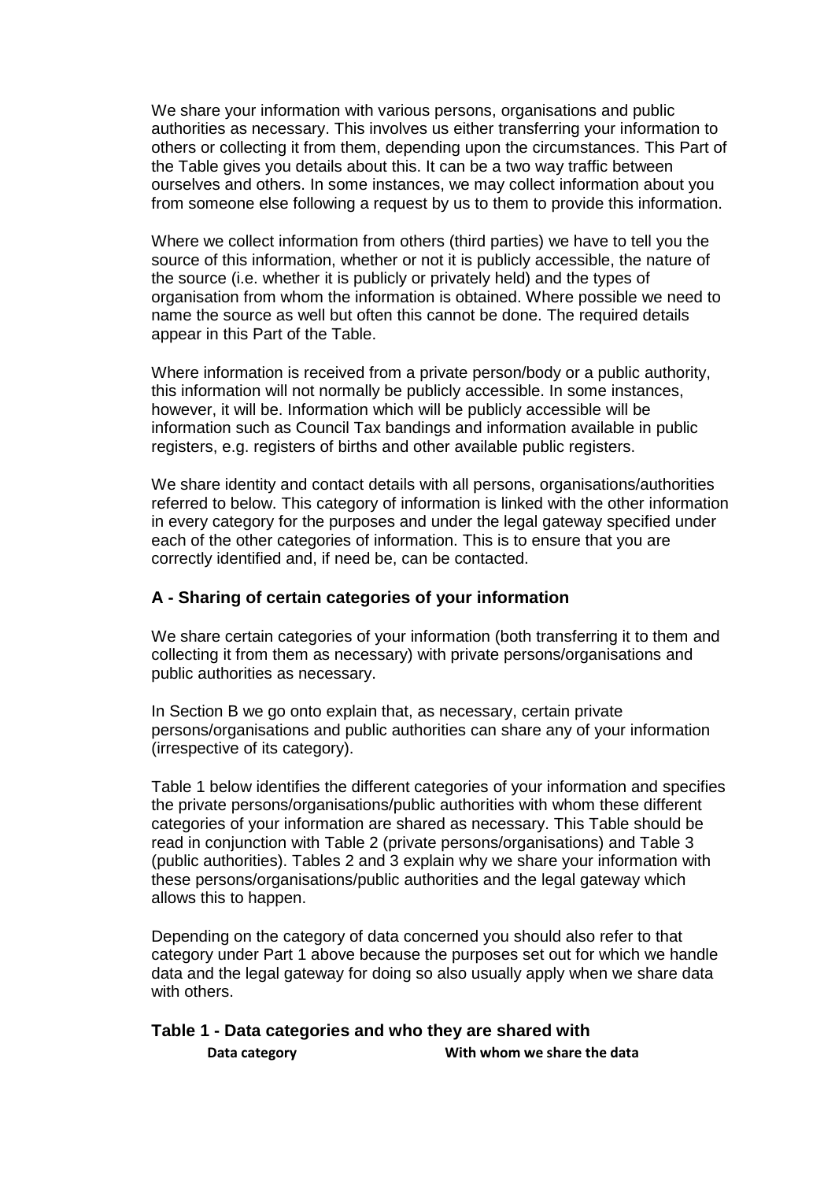We share your information with various persons, organisations and public authorities as necessary. This involves us either transferring your information to others or collecting it from them, depending upon the circumstances. This Part of the Table gives you details about this. It can be a two way traffic between ourselves and others. In some instances, we may collect information about you from someone else following a request by us to them to provide this information.

Where we collect information from others (third parties) we have to tell you the source of this information, whether or not it is publicly accessible, the nature of the source (i.e. whether it is publicly or privately held) and the types of organisation from whom the information is obtained. Where possible we need to name the source as well but often this cannot be done. The required details appear in this Part of the Table.

Where information is received from a private person/body or a public authority, this information will not normally be publicly accessible. In some instances, however, it will be. Information which will be publicly accessible will be information such as Council Tax bandings and information available in public registers, e.g. registers of births and other available public registers.

We share identity and contact details with all persons, organisations/authorities referred to below. This category of information is linked with the other information in every category for the purposes and under the legal gateway specified under each of the other categories of information. This is to ensure that you are correctly identified and, if need be, can be contacted.

### A - Sharing of certain categories of your information

We share certain categories of your information (both transferring it to them and collecting it from them as necessary) with private persons/organisations and public authorities as necessary.

In Section B we go onto explain that, as necessary, certain private persons/organisations and public authorities can share any of your information (irrespective of its category).

Table 1 below identifies the different categories of your information and specifies the private persons/organisations/public authorities with whom these different categories of your information are shared as necessary. This Table should be read in conjunction with Table 2 (private persons/organisations) and Table 3 (public authorities). Tables 2 and 3 explain why we share your information with these persons/organisations/public authorities and the legal gateway which allows this to happen.

Depending on the category of data concerned you should also refer to that category under Part 1 above because the purposes set out for which we handle data and the legal gateway for doing so also usually apply when we share data with others.

### Table 1 - Data categories and who they are shared with

| Data category | With whom we share the data |
| --- | --- |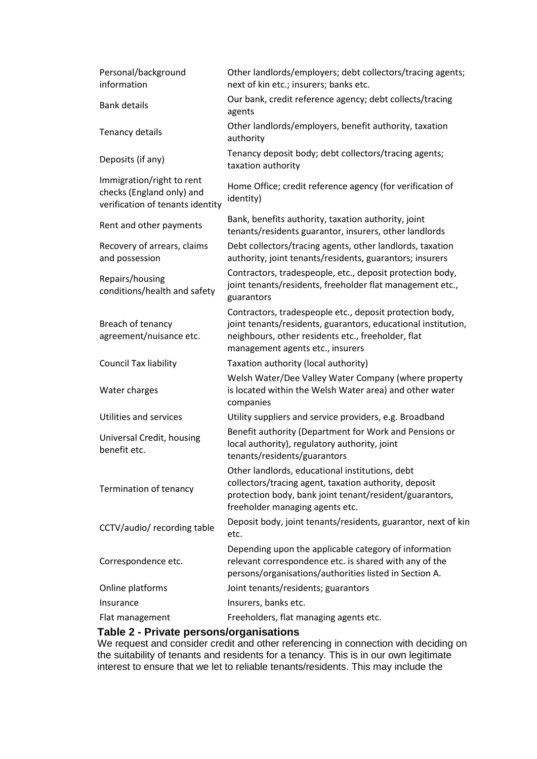| | |
|---|---|
| Personal/background information | Other landlords/employers; debt collectors/tracing agents; next of kin etc.; insurers; banks etc. |
| Bank details | Our bank, credit reference agency; debt collects/tracing agents |
| Tenancy details | Other landlords/employers, benefit authority, taxation authority |
| Deposits (if any) | Tenancy deposit body; debt collectors/tracing agents; taxation authority |
| Immigration/right to rent checks (England only) and verification of tenants identity | Home Office; credit reference agency (for verification of identity) |
| Rent and other payments | Bank, benefits authority, taxation authority, joint tenants/residents guarantor, insurers, other landlords |
| Recovery of arrears, claims and possession | Debt collectors/tracing agents, other landlords, taxation authority, joint tenants/residents, guarantors; insurers |
| Repairs/housing conditions/health and safety | Contractors, tradespeople, etc., deposit protection body, joint tenants/residents, freeholder flat management etc., guarantors |
| Breach of tenancy agreement/nuisance etc. | Contractors, tradespeople etc., deposit protection body, joint tenants/residents, guarantors, educational institution, neighbours, other residents etc., freeholder, flat management agents etc., insurers |
| Council Tax liability | Taxation authority (local authority) |
| Water charges | Welsh Water/Dee Valley Water Company (where property is located within the Welsh Water area) and other water companies |
| Utilities and services | Utility suppliers and service providers, e.g. Broadband |
| Universal Credit, housing benefit etc. | Benefit authority (Department for Work and Pensions or local authority), regulatory authority, joint tenants/residents/guarantors |
| Termination of tenancy | Other landlords, educational institutions, debt collectors/tracing agent, taxation authority, deposit protection body, bank joint tenant/resident/guarantors, freeholder managing agents etc. |
| CCTV/audio/ recording table | Deposit body, joint tenants/residents, guarantor, next of kin etc. |
| Correspondence etc. | Depending upon the applicable category of information relevant correspondence etc. is shared with any of the persons/organisations/authorities listed in Section A. |
| Online platforms | Joint tenants/residents; guarantors |
| Insurance | Insurers, banks etc. |
| Flat management | Freeholders, flat managing agents etc. |

**Table 2 - Private persons/organisations**

We request and consider credit and other referencing in connection with deciding on the suitability of tenants and residents for a tenancy. This is in our own legitimate interest to ensure that we let to reliable tenants/residents. This may include the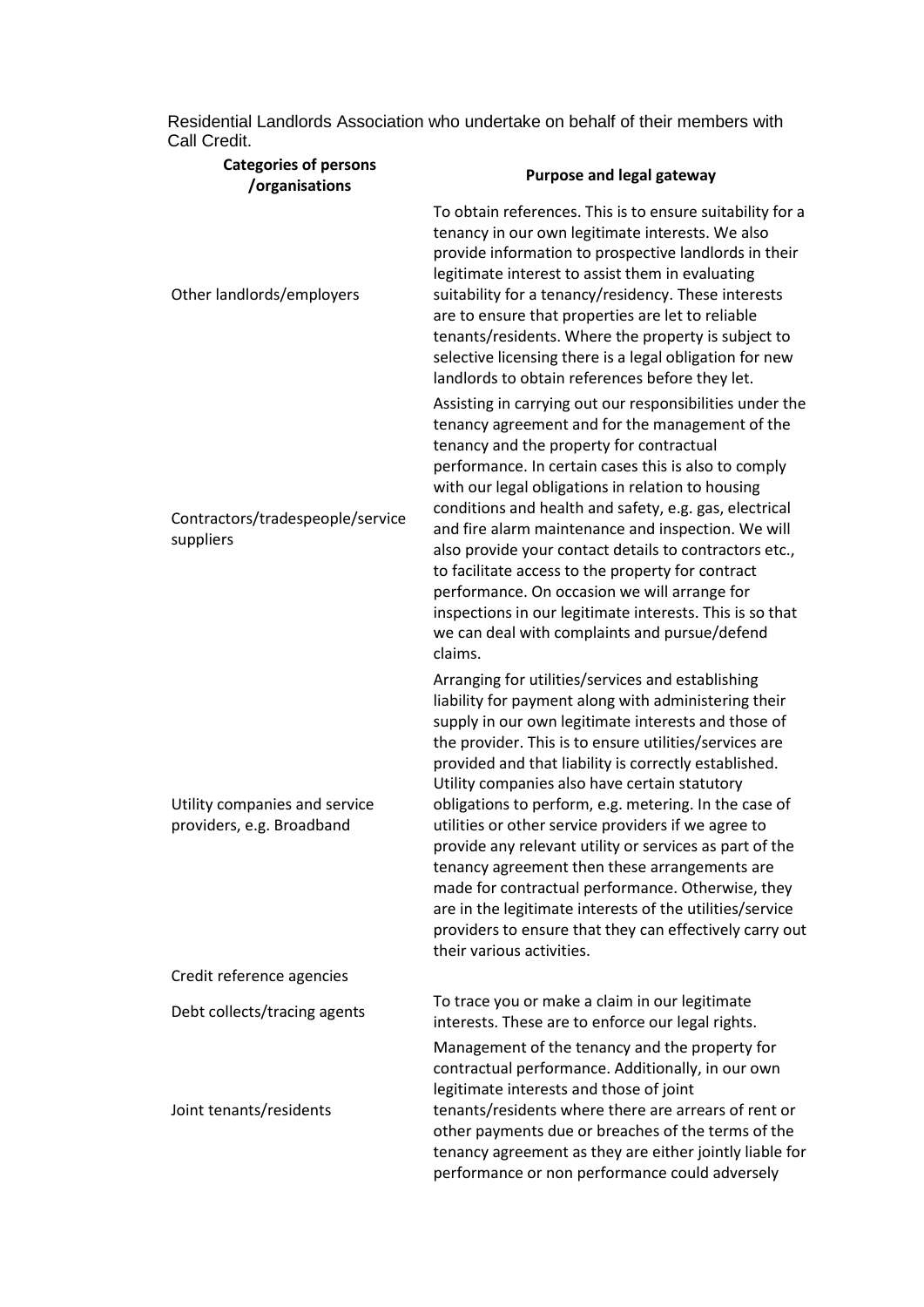Residential Landlords Association who undertake on behalf of their members with Call Credit.

| Categories of persons /organisations | Purpose and legal gateway |
|---|---|
| Other landlords/employers | To obtain references. This is to ensure suitability for a tenancy in our own legitimate interests. We also provide information to prospective landlords in their legitimate interest to assist them in evaluating suitability for a tenancy/residency. These interests are to ensure that properties are let to reliable tenants/residents. Where the property is subject to selective licensing there is a legal obligation for new landlords to obtain references before they let. |
| Contractors/tradespeople/service suppliers | Assisting in carrying out our responsibilities under the tenancy agreement and for the management of the tenancy and the property for contractual performance. In certain cases this is also to comply with our legal obligations in relation to housing conditions and health and safety, e.g. gas, electrical and fire alarm maintenance and inspection. We will also provide your contact details to contractors etc., to facilitate access to the property for contract performance. On occasion we will arrange for inspections in our legitimate interests. This is so that we can deal with complaints and pursue/defend claims. |
| Utility companies and service providers, e.g. Broadband | Arranging for utilities/services and establishing liability for payment along with administering their supply in our own legitimate interests and those of the provider. This is to ensure utilities/services are provided and that liability is correctly established. Utility companies also have certain statutory obligations to perform, e.g. metering. In the case of utilities or other service providers if we agree to provide any relevant utility or services as part of the tenancy agreement then these arrangements are made for contractual performance. Otherwise, they are in the legitimate interests of the utilities/service providers to ensure that they can effectively carry out their various activities. |
| Credit reference agencies | |
| Debt collects/tracing agents | To trace you or make a claim in our legitimate interests. These are to enforce our legal rights. |
| Joint tenants/residents | Management of the tenancy and the property for contractual performance. Additionally, in our own legitimate interests and those of joint tenants/residents where there are arrears of rent or other payments due or breaches of the terms of the tenancy agreement as they are either jointly liable for performance or non performance could adversely |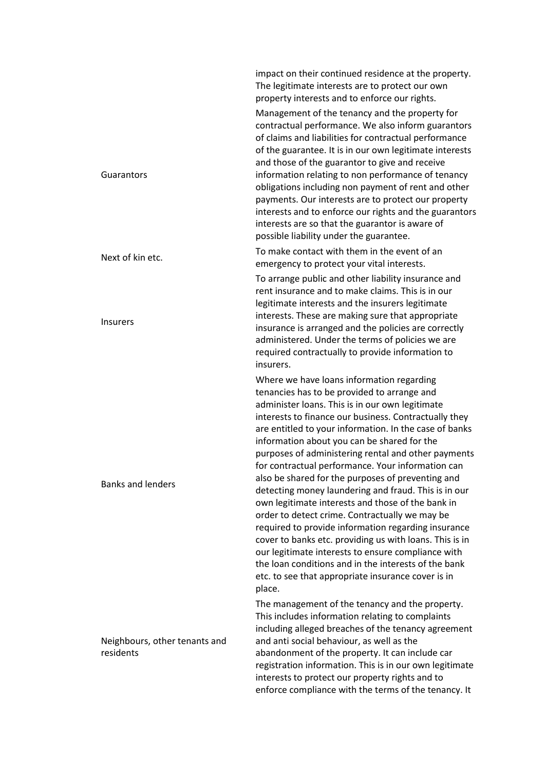| | |
|---|---|
| | impact on their continued residence at the property. The legitimate interests are to protect our own property interests and to enforce our rights. |
| Guarantors | Management of the tenancy and the property for contractual performance. We also inform guarantors of claims and liabilities for contractual performance of the guarantee. It is in our own legitimate interests and those of the guarantor to give and receive information relating to non performance of tenancy obligations including non payment of rent and other payments. Our interests are to protect our property interests and to enforce our rights and the guarantors interests are so that the guarantor is aware of possible liability under the guarantee. |
| Next of kin etc. | To make contact with them in the event of an emergency to protect your vital interests. |
| Insurers | To arrange public and other liability insurance and rent insurance and to make claims. This is in our legitimate interests and the insurers legitimate interests. These are making sure that appropriate insurance is arranged and the policies are correctly administered. Under the terms of policies we are required contractually to provide information to insurers. |
| Banks and lenders | Where we have loans information regarding tenancies has to be provided to arrange and administer loans. This is in our own legitimate interests to finance our business. Contractually they are entitled to your information. In the case of banks information about you can be shared for the purposes of administering rental and other payments for contractual performance. Your information can also be shared for the purposes of preventing and detecting money laundering and fraud. This is in our own legitimate interests and those of the bank in order to detect crime. Contractually we may be required to provide information regarding insurance cover to banks etc. providing us with loans. This is in our legitimate interests to ensure compliance with the loan conditions and in the interests of the bank etc. to see that appropriate insurance cover is in place. |
| Neighbours, other tenants and residents | The management of the tenancy and the property. This includes information relating to complaints including alleged breaches of the tenancy agreement and anti social behaviour, as well as the abandonment of the property. It can include car registration information. This is in our own legitimate interests to protect our property rights and to enforce compliance with the terms of the tenancy. It |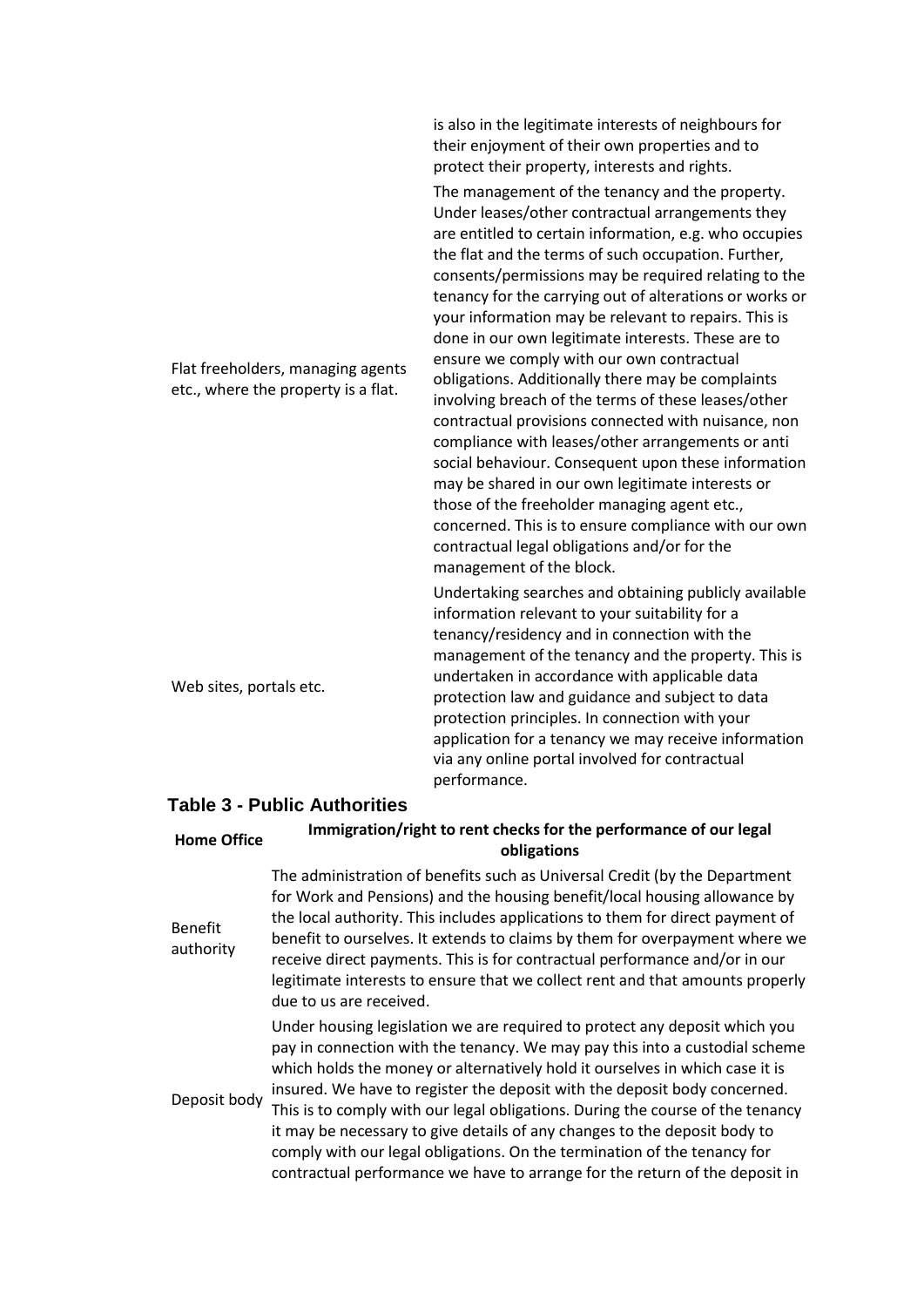| | |
|---|---|
| | is also in the legitimate interests of neighbours for their enjoyment of their own properties and to protect their property, interests and rights. |
| Flat freeholders, managing agents etc., where the property is a flat. | The management of the tenancy and the property. Under leases/other contractual arrangements they are entitled to certain information, e.g. who occupies the flat and the terms of such occupation. Further, consents/permissions may be required relating to the tenancy for the carrying out of alterations or works or your information may be relevant to repairs. This is done in our own legitimate interests. These are to ensure we comply with our own contractual obligations. Additionally there may be complaints involving breach of the terms of these leases/other contractual provisions connected with nuisance, non compliance with leases/other arrangements or anti social behaviour. Consequent upon these information may be shared in our own legitimate interests or those of the freeholder managing agent etc., concerned. This is to ensure compliance with our own contractual legal obligations and/or for the management of the block. |
| Web sites, portals etc. | Undertaking searches and obtaining publicly available information relevant to your suitability for a tenancy/residency and in connection with the management of the tenancy and the property. This is undertaken in accordance with applicable data protection law and guidance and subject to data protection principles. In connection with your application for a tenancy we may receive information via any online portal involved for contractual performance. |

## Table 3 - Public Authorities

| **Home Office** | **Immigration/right to rent checks for the performance of our legal obligations** |
|---|---|
| Benefit authority | The administration of benefits such as Universal Credit (by the Department for Work and Pensions) and the housing benefit/local housing allowance by the local authority. This includes applications to them for direct payment of benefit to ourselves. It extends to claims by them for overpayment where we receive direct payments. This is for contractual performance and/or in our legitimate interests to ensure that we collect rent and that amounts properly due to us are received. |
| Deposit body | Under housing legislation we are required to protect any deposit which you pay in connection with the tenancy. We may pay this into a custodial scheme which holds the money or alternatively hold it ourselves in which case it is insured. We have to register the deposit with the deposit body concerned. This is to comply with our legal obligations. During the course of the tenancy it may be necessary to give details of any changes to the deposit body to comply with our legal obligations. On the termination of the tenancy for contractual performance we have to arrange for the return of the deposit in |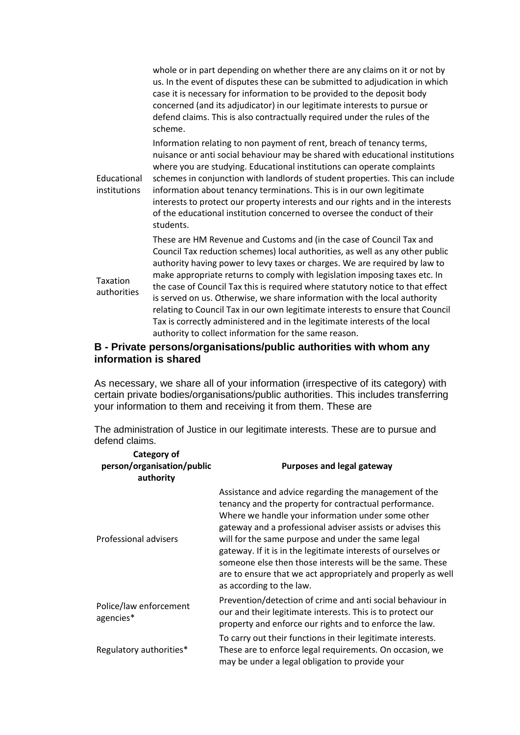| | |
|---|---|
| | whole or in part depending on whether there are any claims on it or not by us. In the event of disputes these can be submitted to adjudication in which case it is necessary for information to be provided to the deposit body concerned (and its adjudicator) in our legitimate interests to pursue or defend claims. This is also contractually required under the rules of the scheme. |
| Educational institutions | Information relating to non payment of rent, breach of tenancy terms, nuisance or anti social behaviour may be shared with educational institutions where you are studying. Educational institutions can operate complaints schemes in conjunction with landlords of student properties. This can include information about tenancy terminations. This is in our own legitimate interests to protect our property interests and our rights and in the interests of the educational institution concerned to oversee the conduct of their students. |
| Taxation authorities | These are HM Revenue and Customs and (in the case of Council Tax and Council Tax reduction schemes) local authorities, as well as any other public authority having power to levy taxes or charges. We are required by law to make appropriate returns to comply with legislation imposing taxes etc. In the case of Council Tax this is required where statutory notice to that effect is served on us. Otherwise, we share information with the local authority relating to Council Tax in our own legitimate interests to ensure that Council Tax is correctly administered and in the legitimate interests of the local authority to collect information for the same reason. |

## B - Private persons/organisations/public authorities with whom any information is shared

As necessary, we share all of your information (irrespective of its category) with certain private bodies/organisations/public authorities. This includes transferring your information to them and receiving it from them. These are

The administration of Justice in our legitimate interests. These are to pursue and defend claims.

| Category of person/organisation/public authority | Purposes and legal gateway |
|---|---|
| Professional advisers | Assistance and advice regarding the management of the tenancy and the property for contractual performance. Where we handle your information under some other gateway and a professional adviser assists or advises this will for the same purpose and under the same legal gateway. If it is in the legitimate interests of ourselves or someone else then those interests will be the same. These are to ensure that we act appropriately and properly as well as according to the law. |
| Police/law enforcement agencies* | Prevention/detection of crime and anti social behaviour in our and their legitimate interests. This is to protect our property and enforce our rights and to enforce the law. |
| Regulatory authorities* | To carry out their functions in their legitimate interests. These are to enforce legal requirements. On occasion, we may be under a legal obligation to provide your |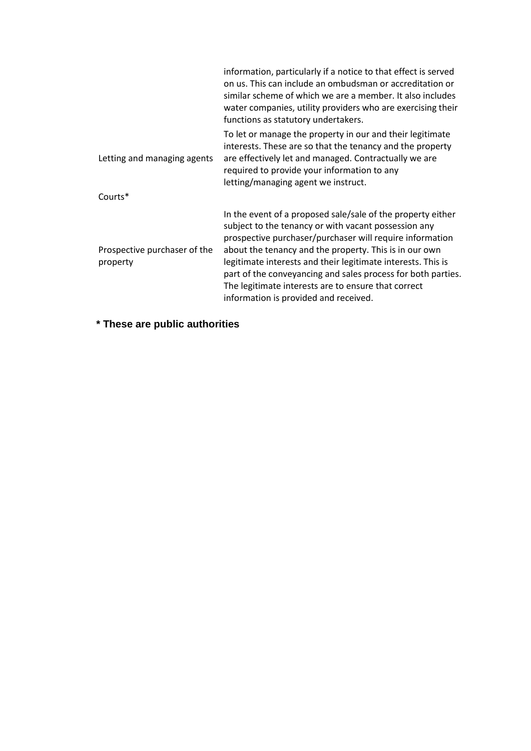| | |
|---|---|
| | information, particularly if a notice to that effect is served on us. This can include an ombudsman or accreditation or similar scheme of which we are a member. It also includes water companies, utility providers who are exercising their functions as statutory undertakers. |
| Letting and managing agents | To let or manage the property in our and their legitimate interests. These are so that the tenancy and the property are effectively let and managed. Contractually we are required to provide your information to any letting/managing agent we instruct. |
| Courts* | |
| Prospective purchaser of the property | In the event of a proposed sale/sale of the property either subject to the tenancy or with vacant possession any prospective purchaser/purchaser will require information about the tenancy and the property. This is in our own legitimate interests and their legitimate interests. This is part of the conveyancing and sales process for both parties. The legitimate interests are to ensure that correct information is provided and received. |

**\* These are public authorities**